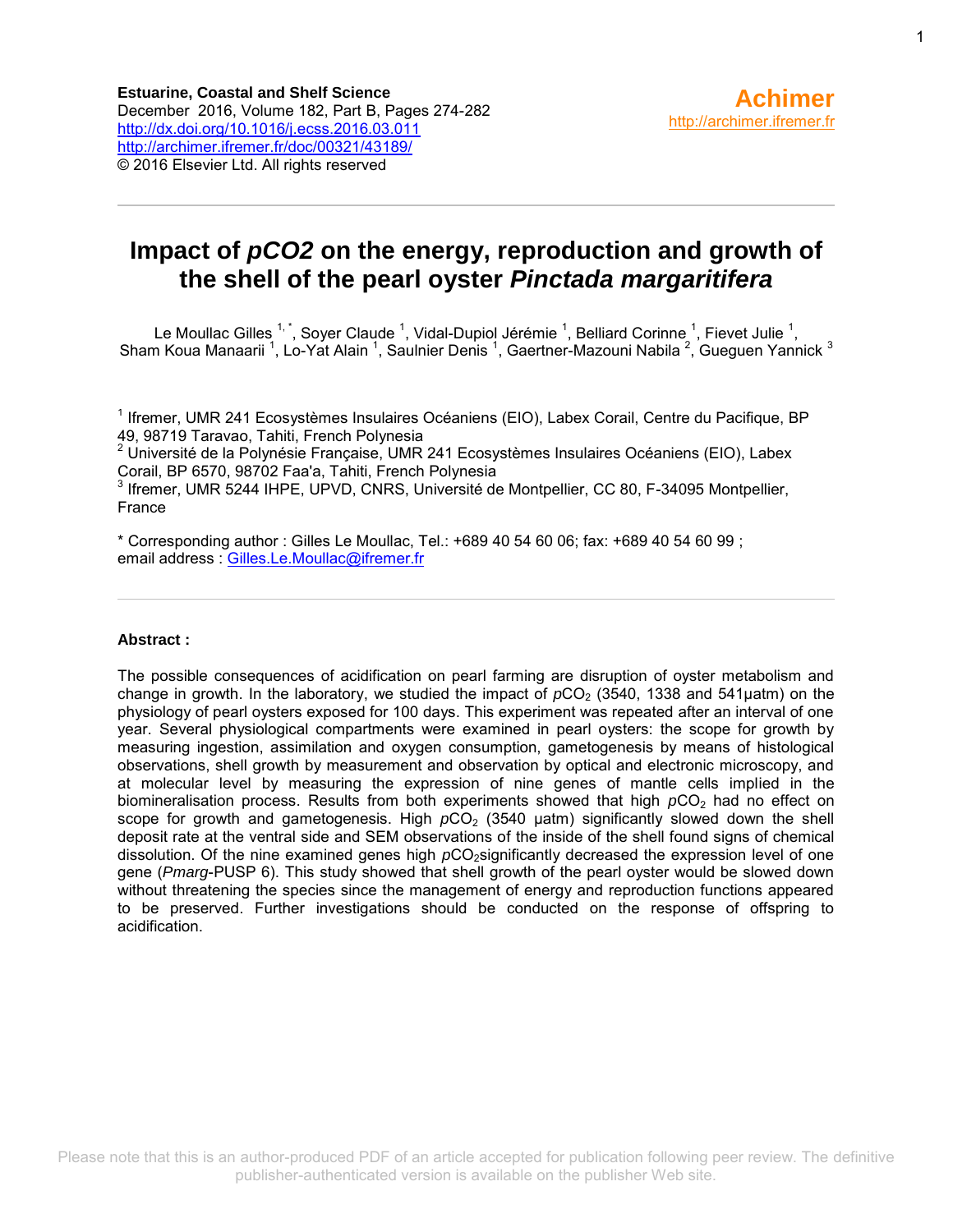**Estuarine, Coastal and Shelf Science**
December 2016, Volume 182, Part B, Pages 274-282
http://dx.doi.org/10.1016/j.ecss.2016.03.011
http://archimer.ifremer.fr/doc/00321/43189/
© 2016 Elsevier Ltd. All rights reserved

**Achimer**
http://archimer.ifremer.fr

# Impact of *pCO2* on the energy, reproduction and growth of the shell of the pearl oyster *Pinctada margaritifera*

Le Moullac Gilles [1,*], Soyer Claude [1], Vidal-Dupiol Jérémie [1], Belliard Corinne [1], Fievet Julie [1], Sham Koua Manaarii [1], Lo-Yat Alain [1], Saulnier Denis [1], Gaertner-Mazouni Nabila [2], Gueguen Yannick [3]

[1] Ifremer, UMR 241 Ecosystèmes Insulaires Océaniens (EIO), Labex Corail, Centre du Pacifique, BP 49, 98719 Taravao, Tahiti, French Polynesia
[2] Université de la Polynésie Française, UMR 241 Ecosystèmes Insulaires Océaniens (EIO), Labex Corail, BP 6570, 98702 Faa'a, Tahiti, French Polynesia
[3] Ifremer, UMR 5244 IHPE, UPVD, CNRS, Université de Montpellier, CC 80, F-34095 Montpellier, France

\* Corresponding author : Gilles Le Moullac, Tel.: +689 40 54 60 06; fax: +689 40 54 60 99 ; email address : Gilles.Le.Moullac@ifremer.fr

**Abstract :**

The possible consequences of acidification on pearl farming are disruption of oyster metabolism and change in growth. In the laboratory, we studied the impact of $pCO_2$ (3540, 1338 and 541µatm) on the physiology of pearl oysters exposed for 100 days. This experiment was repeated after an interval of one year. Several physiological compartments were examined in pearl oysters: the scope for growth by measuring ingestion, assimilation and oxygen consumption, gametogenesis by means of histological observations, shell growth by measurement and observation by optical and electronic microscopy, and at molecular level by measuring the expression of nine genes of mantle cells implied in the biomineralisation process. Results from both experiments showed that high $pCO_2$ had no effect on scope for growth and gametogenesis. High $pCO_2$ (3540 µatm) significantly slowed down the shell deposit rate at the ventral side and SEM observations of the inside of the shell found signs of chemical dissolution. Of the nine examined genes high $pCO_2$significantly decreased the expression level of one gene (*Pmarg*-PUSP 6). This study showed that shell growth of the pearl oyster would be slowed down without threatening the species since the management of energy and reproduction functions appeared to be preserved. Further investigations should be conducted on the response of offspring to acidification.

Please note that this is an author-produced PDF of an article accepted for publication following peer review. The definitive publisher-authenticated version is available on the publisher Web site.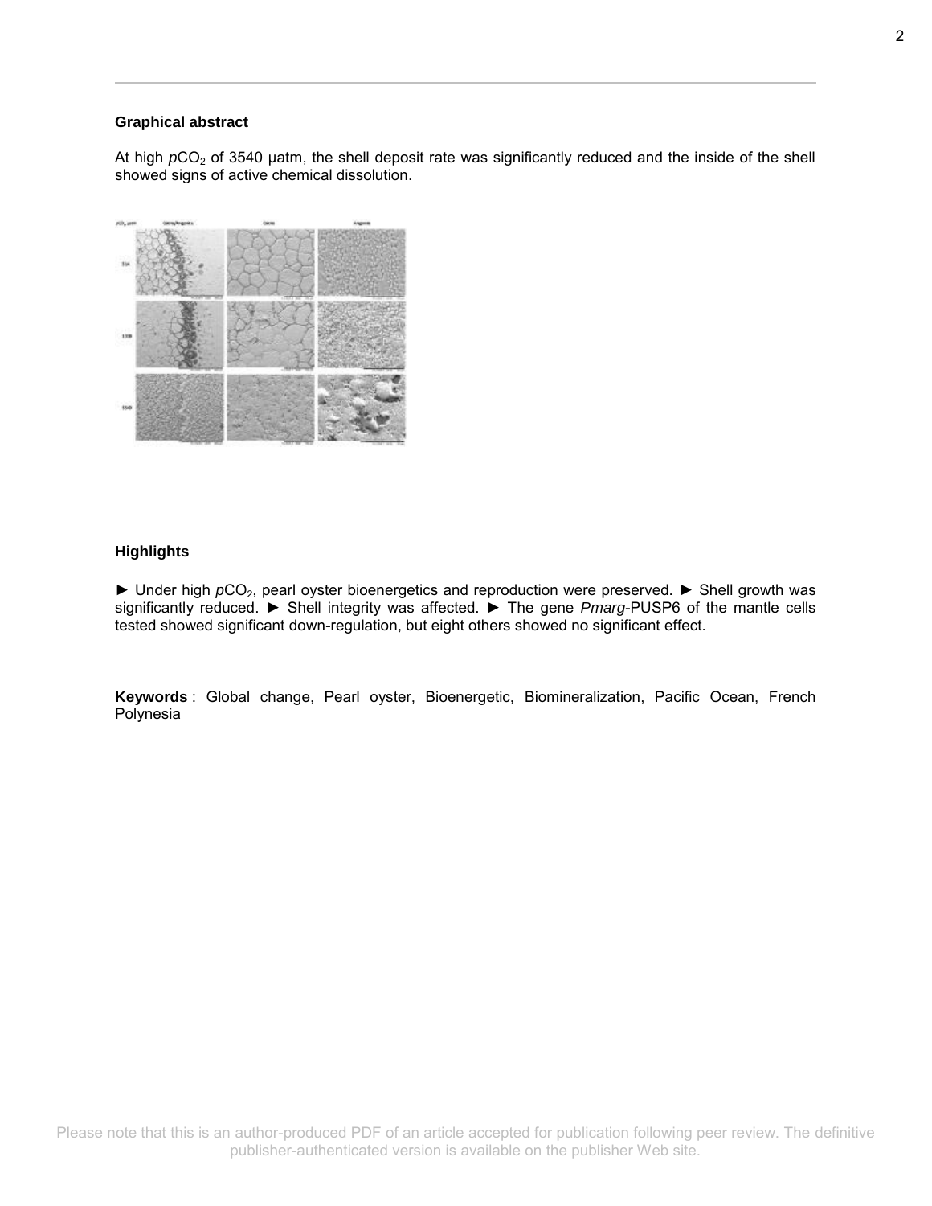## Graphical abstract

At high $pCO_2$ of 3540 µatm, the shell deposit rate was significantly reduced and the inside of the shell showed signs of active chemical dissolution.

## Highlights

► Under high $pCO_2$, pearl oyster bioenergetics and reproduction were preserved. ► Shell growth was significantly reduced. ► Shell integrity was affected. ► The gene *Pmarg*-PUSP6 of the mantle cells tested showed significant down-regulation, but eight others showed no significant effect.

**Keywords** : Global change, Pearl oyster, Bioenergetic, Biomineralization, Pacific Ocean, French Polynesia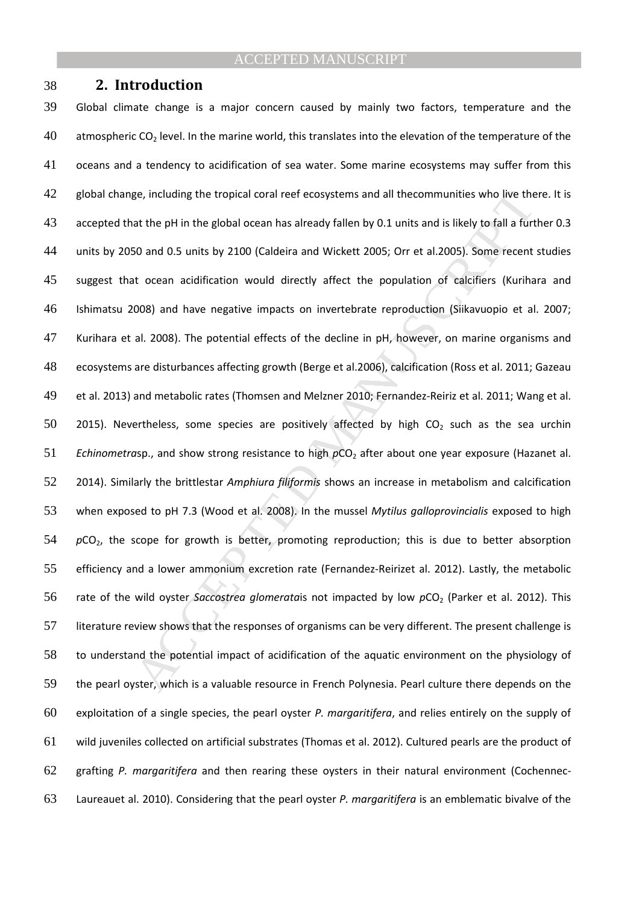## 2. Introduction

Global climate change is a major concern caused by mainly two factors, temperature and the atmospheric $CO_2$ level. In the marine world, this translates into the elevation of the temperature of the oceans and a tendency to acidification of sea water. Some marine ecosystems may suffer from this global change, including the tropical coral reef ecosystems and all thecommunities who live there. It is accepted that the pH in the global ocean has already fallen by 0.1 units and is likely to fall a further 0.3 units by 2050 and 0.5 units by 2100 (Caldeira and Wickett 2005; Orr et al.2005). Some recent studies suggest that ocean acidification would directly affect the population of calcifiers (Kurihara and Ishimatsu 2008) and have negative impacts on invertebrate reproduction (Siikavuopio et al. 2007; Kurihara et al. 2008). The potential effects of the decline in pH, however, on marine organisms and ecosystems are disturbances affecting growth (Berge et al.2006), calcification (Ross et al. 2011; Gazeau et al. 2013) and metabolic rates (Thomsen and Melzner 2010; Fernandez-Reiriz et al. 2011; Wang et al. 2015). Nevertheless, some species are positively affected by high $CO_2$ such as the sea urchin *Echinometra*sp., and show strong resistance to high $pCO_2$ after about one year exposure (Hazanet al. 2014). Similarly the brittlestar *Amphiura filiformis* shows an increase in metabolism and calcification when exposed to pH 7.3 (Wood et al. 2008). In the mussel *Mytilus galloprovincialis* exposed to high $pCO_2$, the scope for growth is better, promoting reproduction; this is due to better absorption efficiency and a lower ammonium excretion rate (Fernandez-Reirizet al. 2012). Lastly, the metabolic rate of the wild oyster *Saccostrea glomerata*is not impacted by low $pCO_2$ (Parker et al. 2012). This literature review shows that the responses of organisms can be very different. The present challenge is to understand the potential impact of acidification of the aquatic environment on the physiology of the pearl oyster, which is a valuable resource in French Polynesia. Pearl culture there depends on the exploitation of a single species, the pearl oyster *P. margaritifera*, and relies entirely on the supply of wild juveniles collected on artificial substrates (Thomas et al. 2012). Cultured pearls are the product of grafting *P. margaritifera* and then rearing these oysters in their natural environment (Cochennec-Laureauet al. 2010). Considering that the pearl oyster *P. margaritifera* is an emblematic bivalve of the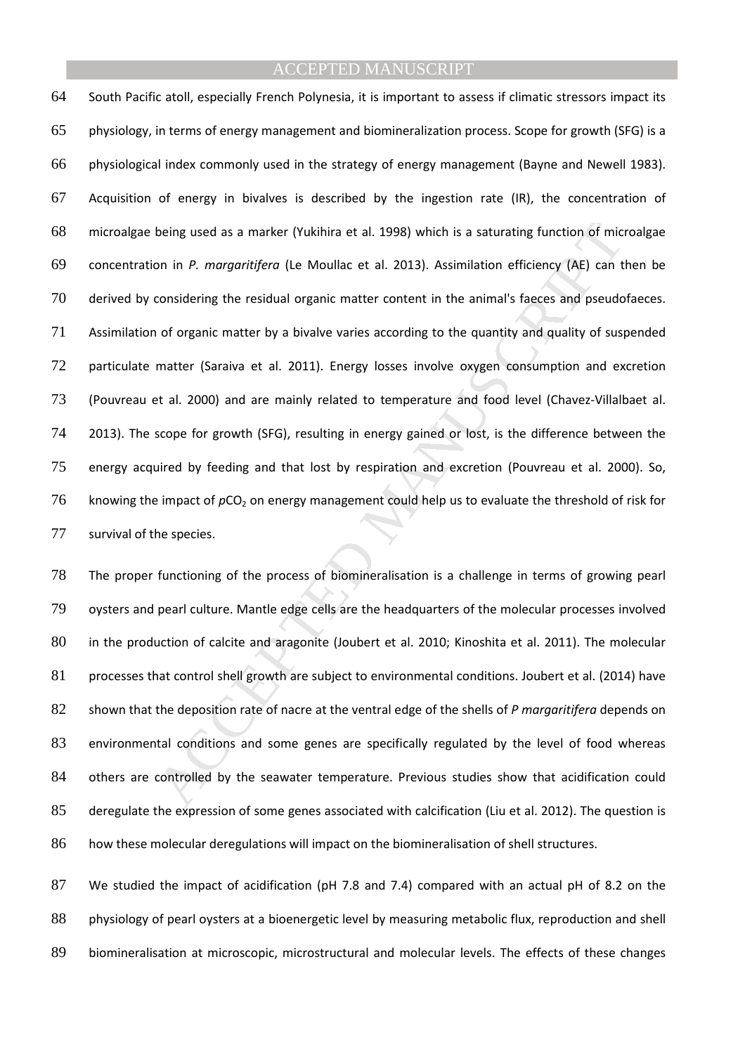South Pacific atoll, especially French Polynesia, it is important to assess if climatic stressors impact its physiology, in terms of energy management and biomineralization process. Scope for growth (SFG) is a physiological index commonly used in the strategy of energy management (Bayne and Newell 1983). Acquisition of energy in bivalves is described by the ingestion rate (IR), the concentration of microalgae being used as a marker (Yukihira et al. 1998) which is a saturating function of microalgae concentration in *P. margaritifera* (Le Moullac et al. 2013). Assimilation efficiency (AE) can then be derived by considering the residual organic matter content in the animal's faeces and pseudofaeces. Assimilation of organic matter by a bivalve varies according to the quantity and quality of suspended particulate matter (Saraiva et al. 2011). Energy losses involve oxygen consumption and excretion (Pouvreau et al. 2000) and are mainly related to temperature and food level (Chavez-Villalbaet al. 2013). The scope for growth (SFG), resulting in energy gained or lost, is the difference between the energy acquired by feeding and that lost by respiration and excretion (Pouvreau et al. 2000). So, knowing the impact of $pCO_2$ on energy management could help us to evaluate the threshold of risk for survival of the species.

The proper functioning of the process of biomineralisation is a challenge in terms of growing pearl oysters and pearl culture. Mantle edge cells are the headquarters of the molecular processes involved in the production of calcite and aragonite (Joubert et al. 2010; Kinoshita et al. 2011). The molecular processes that control shell growth are subject to environmental conditions. Joubert et al. (2014) have shown that the deposition rate of nacre at the ventral edge of the shells of *P margaritifera* depends on environmental conditions and some genes are specifically regulated by the level of food whereas others are controlled by the seawater temperature. Previous studies show that acidification could deregulate the expression of some genes associated with calcification (Liu et al. 2012). The question is how these molecular deregulations will impact on the biomineralisation of shell structures.

We studied the impact of acidification (pH 7.8 and 7.4) compared with an actual pH of 8.2 on the physiology of pearl oysters at a bioenergetic level by measuring metabolic flux, reproduction and shell biomineralisation at microscopic, microstructural and molecular levels. The effects of these changes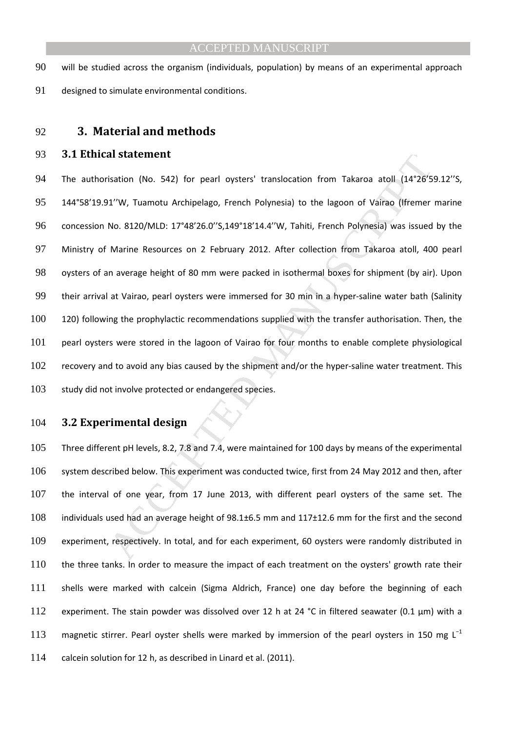will be studied across the organism (individuals, population) by means of an experimental approach designed to simulate environmental conditions.

## 3. Material and methods

### 3.1 Ethical statement

The authorisation (No. 542) for pearl oysters' translocation from Takaroa atoll (14°26'59.12''S, 144°58'19.91''W, Tuamotu Archipelago, French Polynesia) to the lagoon of Vairao (Ifremer marine concession No. 8120/MLD: 17°48'26.0''S,149°18'14.4''W, Tahiti, French Polynesia) was issued by the Ministry of Marine Resources on 2 February 2012. After collection from Takaroa atoll, 400 pearl oysters of an average height of 80 mm were packed in isothermal boxes for shipment (by air). Upon their arrival at Vairao, pearl oysters were immersed for 30 min in a hyper-saline water bath (Salinity 120) following the prophylactic recommendations supplied with the transfer authorisation. Then, the pearl oysters were stored in the lagoon of Vairao for four months to enable complete physiological recovery and to avoid any bias caused by the shipment and/or the hyper-saline water treatment. This study did not involve protected or endangered species.

### 3.2 Experimental design

Three different pH levels, 8.2, 7.8 and 7.4, were maintained for 100 days by means of the experimental system described below. This experiment was conducted twice, first from 24 May 2012 and then, after the interval of one year, from 17 June 2013, with different pearl oysters of the same set. The individuals used had an average height of 98.1±6.5 mm and 117±12.6 mm for the first and the second experiment, respectively. In total, and for each experiment, 60 oysters were randomly distributed in the three tanks. In order to measure the impact of each treatment on the oysters' growth rate their shells were marked with calcein (Sigma Aldrich, France) one day before the beginning of each experiment. The stain powder was dissolved over 12 h at 24 °C in filtered seawater (0.1 µm) with a magnetic stirrer. Pearl oyster shells were marked by immersion of the pearl oysters in 150 mg $L^{-1}$ calcein solution for 12 h, as described in Linard et al. (2011).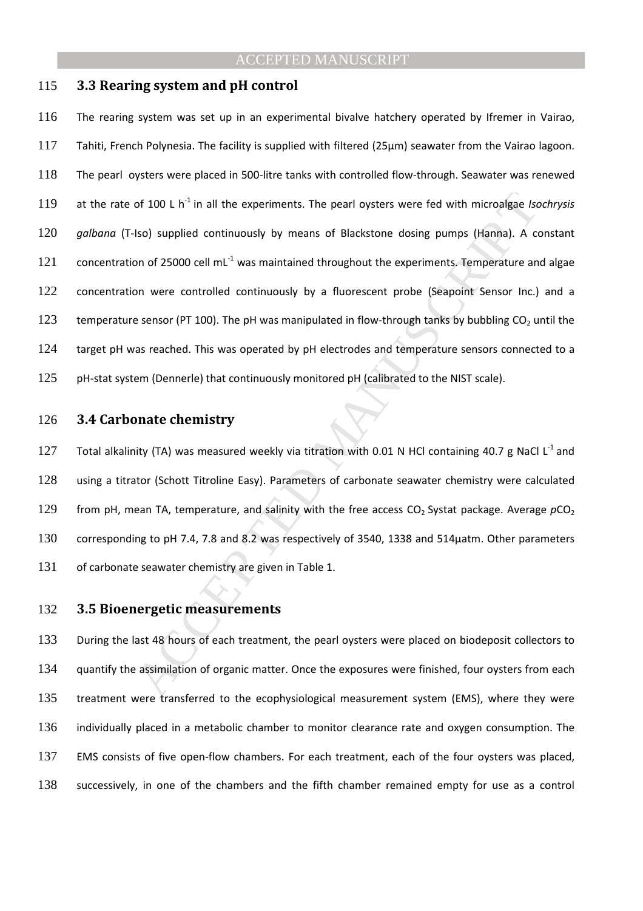### 3.3 Rearing system and pH control

The rearing system was set up in an experimental bivalve hatchery operated by Ifremer in Vairao, Tahiti, French Polynesia. The facility is supplied with filtered (25µm) seawater from the Vairao lagoon. The pearl oysters were placed in 500-litre tanks with controlled flow-through. Seawater was renewed at the rate of 100 L $h^{-1}$ in all the experiments. The pearl oysters were fed with microalgae *Isochrysis galbana* (T-Iso) supplied continuously by means of Blackstone dosing pumps (Hanna). A constant concentration of 25000 cell $mL^{-1}$ was maintained throughout the experiments. Temperature and algae concentration were controlled continuously by a fluorescent probe (Seapoint Sensor Inc.) and a temperature sensor (PT 100). The pH was manipulated in flow-through tanks by bubbling $CO_2$ until the target pH was reached. This was operated by pH electrodes and temperature sensors connected to a pH-stat system (Dennerle) that continuously monitored pH (calibrated to the NIST scale).

### 3.4 Carbonate chemistry

Total alkalinity (TA) was measured weekly via titration with 0.01 N HCl containing 40.7 g NaCl $L^{-1}$ and using a titrator (Schott Titroline Easy). Parameters of carbonate seawater chemistry were calculated from pH, mean TA, temperature, and salinity with the free access $CO_2$ Systat package. Average $pCO_2$ corresponding to pH 7.4, 7.8 and 8.2 was respectively of 3540, 1338 and 514µatm. Other parameters of carbonate seawater chemistry are given in Table 1.

### 3.5 Bioenergetic measurements

During the last 48 hours of each treatment, the pearl oysters were placed on biodeposit collectors to quantify the assimilation of organic matter. Once the exposures were finished, four oysters from each treatment were transferred to the ecophysiological measurement system (EMS), where they were individually placed in a metabolic chamber to monitor clearance rate and oxygen consumption. The EMS consists of five open-flow chambers. For each treatment, each of the four oysters was placed, successively, in one of the chambers and the fifth chamber remained empty for use as a control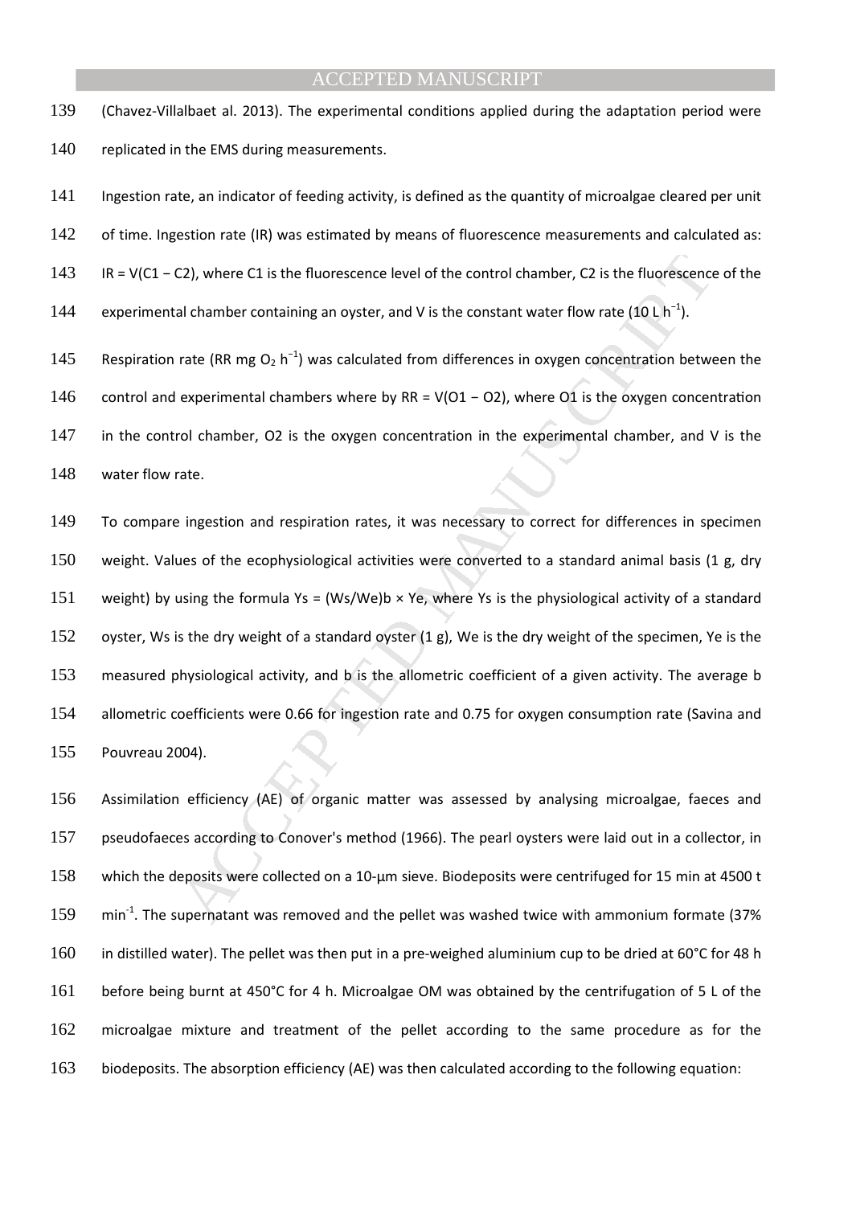(Chavez-Villalbaet al. 2013). The experimental conditions applied during the adaptation period were replicated in the EMS during measurements.

Ingestion rate, an indicator of feeding activity, is defined as the quantity of microalgae cleared per unit of time. Ingestion rate (IR) was estimated by means of fluorescence measurements and calculated as: IR = V(C1 − C2), where C1 is the fluorescence level of the control chamber, C2 is the fluorescence of the experimental chamber containing an oyster, and V is the constant water flow rate (10 L $h^{-1}$).

Respiration rate (RR mg $O_2$ $h^{-1}$) was calculated from differences in oxygen concentration between the control and experimental chambers where by RR = V(O1 − O2), where O1 is the oxygen concentration in the control chamber, O2 is the oxygen concentration in the experimental chamber, and V is the water flow rate.

To compare ingestion and respiration rates, it was necessary to correct for differences in specimen weight. Values of the ecophysiological activities were converted to a standard animal basis (1 g, dry weight) by using the formula Ys = (Ws/We)b × Ye, where Ys is the physiological activity of a standard oyster, Ws is the dry weight of a standard oyster (1 g), We is the dry weight of the specimen, Ye is the measured physiological activity, and b is the allometric coefficient of a given activity. The average b allometric coefficients were 0.66 for ingestion rate and 0.75 for oxygen consumption rate (Savina and Pouvreau 2004).

Assimilation efficiency (AE) of organic matter was assessed by analysing microalgae, faeces and pseudofaeces according to Conover's method (1966). The pearl oysters were laid out in a collector, in which the deposits were collected on a 10-μm sieve. Biodeposits were centrifuged for 15 min at 4500 t $min^{-1}$. The supernatant was removed and the pellet was washed twice with ammonium formate (37% in distilled water). The pellet was then put in a pre-weighed aluminium cup to be dried at 60°C for 48 h before being burnt at 450°C for 4 h. Microalgae OM was obtained by the centrifugation of 5 L of the microalgae mixture and treatment of the pellet according to the same procedure as for the biodeposits. The absorption efficiency (AE) was then calculated according to the following equation: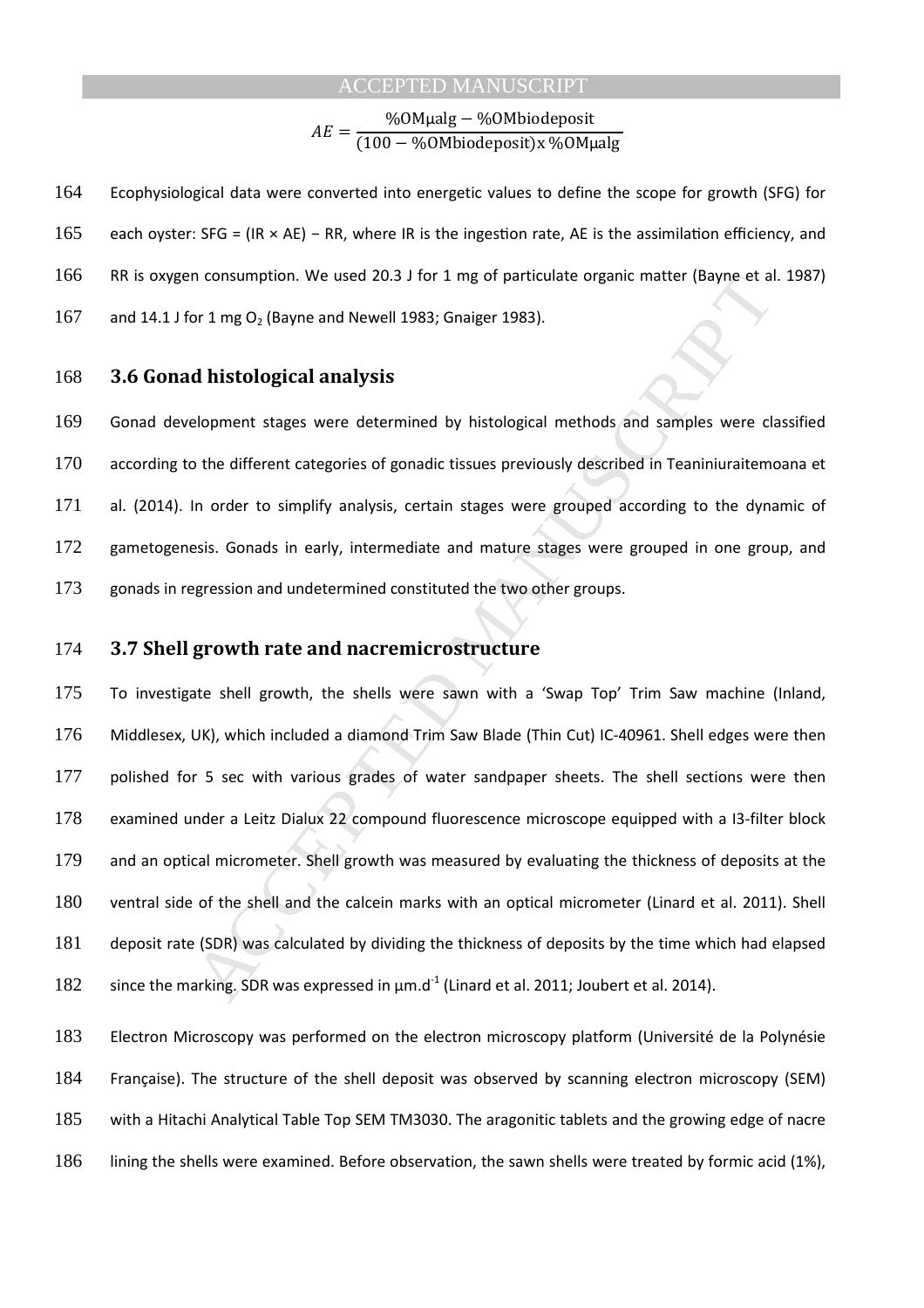$$AE = \frac{\%OM\mu alg - \%OMbiodeposit}{(100 - \%OMbiodeposit) x \%OM\mu alg}$$

Ecophysiological data were converted into energetic values to define the scope for growth (SFG) for each oyster: SFG = (IR × AE) − RR, where IR is the ingestion rate, AE is the assimilation efficiency, and RR is oxygen consumption. We used 20.3 J for 1 mg of particulate organic matter (Bayne et al. 1987) and 14.1 J for 1 mg $O_2$ (Bayne and Newell 1983; Gnaiger 1983).

## 3.6 Gonad histological analysis

Gonad development stages were determined by histological methods and samples were classified according to the different categories of gonadic tissues previously described in Teaniniuraitemoana et al. (2014). In order to simplify analysis, certain stages were grouped according to the dynamic of gametogenesis. Gonads in early, intermediate and mature stages were grouped in one group, and gonads in regression and undetermined constituted the two other groups.

## 3.7 Shell growth rate and nacremicrostructure

To investigate shell growth, the shells were sawn with a 'Swap Top' Trim Saw machine (Inland, Middlesex, UK), which included a diamond Trim Saw Blade (Thin Cut) IC-40961. Shell edges were then polished for 5 sec with various grades of water sandpaper sheets. The shell sections were then examined under a Leitz Dialux 22 compound fluorescence microscope equipped with a I3-filter block and an optical micrometer. Shell growth was measured by evaluating the thickness of deposits at the ventral side of the shell and the calcein marks with an optical micrometer (Linard et al. 2011). Shell deposit rate (SDR) was calculated by dividing the thickness of deposits by the time which had elapsed since the marking. SDR was expressed in $\mu m.d^{-1}$ (Linard et al. 2011; Joubert et al. 2014).

Electron Microscopy was performed on the electron microscopy platform (Université de la Polynésie Française). The structure of the shell deposit was observed by scanning electron microscopy (SEM) with a Hitachi Analytical Table Top SEM TM3030. The aragonitic tablets and the growing edge of nacre lining the shells were examined. Before observation, the sawn shells were treated by formic acid (1%),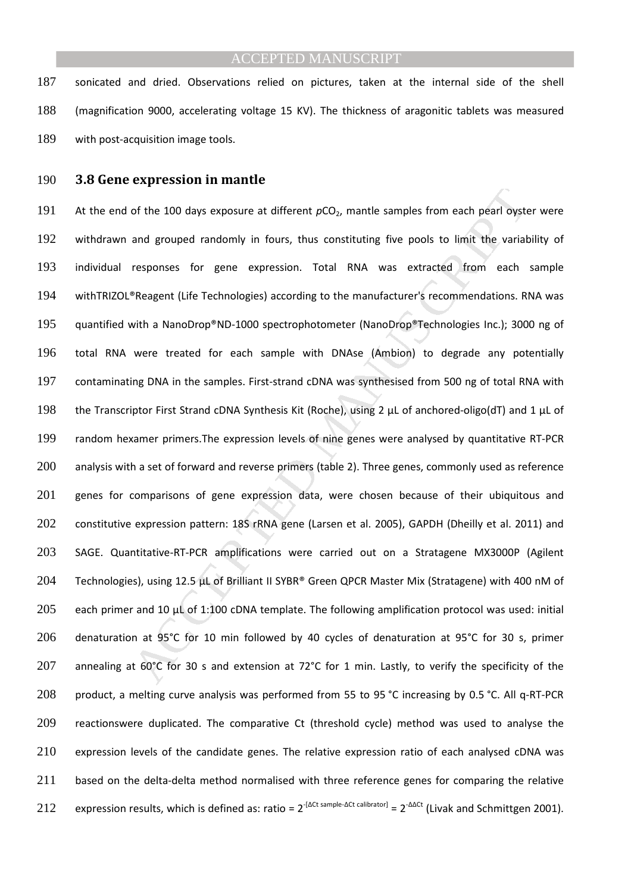sonicated and dried. Observations relied on pictures, taken at the internal side of the shell (magnification 9000, accelerating voltage 15 KV). The thickness of aragonitic tablets was measured with post-acquisition image tools.

### 3.8 Gene expression in mantle

At the end of the 100 days exposure at different $pCO_2$, mantle samples from each pearl oyster were withdrawn and grouped randomly in fours, thus constituting five pools to limit the variability of individual responses for gene expression. Total RNA was extracted from each sample withTRIZOL®Reagent (Life Technologies) according to the manufacturer's recommendations. RNA was quantified with a NanoDrop®ND-1000 spectrophotometer (NanoDrop®Technologies Inc.); 3000 ng of total RNA were treated for each sample with DNAse (Ambion) to degrade any potentially contaminating DNA in the samples. First-strand cDNA was synthesised from 500 ng of total RNA with the Transcriptor First Strand cDNA Synthesis Kit (Roche), using 2 µL of anchored-oligo(dT) and 1 µL of random hexamer primers.The expression levels of nine genes were analysed by quantitative RT-PCR analysis with a set of forward and reverse primers (table 2). Three genes, commonly used as reference genes for comparisons of gene expression data, were chosen because of their ubiquitous and constitutive expression pattern: 18S rRNA gene (Larsen et al. 2005), GAPDH (Dheilly et al. 2011) and SAGE. Quantitative-RT-PCR amplifications were carried out on a Stratagene MX3000P (Agilent Technologies), using 12.5 µL of Brilliant II SYBR® Green QPCR Master Mix (Stratagene) with 400 nM of each primer and 10 µL of 1:100 cDNA template. The following amplification protocol was used: initial denaturation at 95°C for 10 min followed by 40 cycles of denaturation at 95°C for 30 s, primer annealing at 60°C for 30 s and extension at 72°C for 1 min. Lastly, to verify the specificity of the product, a melting curve analysis was performed from 55 to 95 °C increasing by 0.5 °C. All q-RT-PCR reactionswere duplicated. The comparative Ct (threshold cycle) method was used to analyse the expression levels of the candidate genes. The relative expression ratio of each analysed cDNA was based on the delta-delta method normalised with three reference genes for comparing the relative expression results, which is defined as: ratio = $2^{-[\Delta Ct\ sample - \Delta Ct\ calibrator]} = 2^{-\Delta\Delta Ct}$ (Livak and Schmittgen 2001).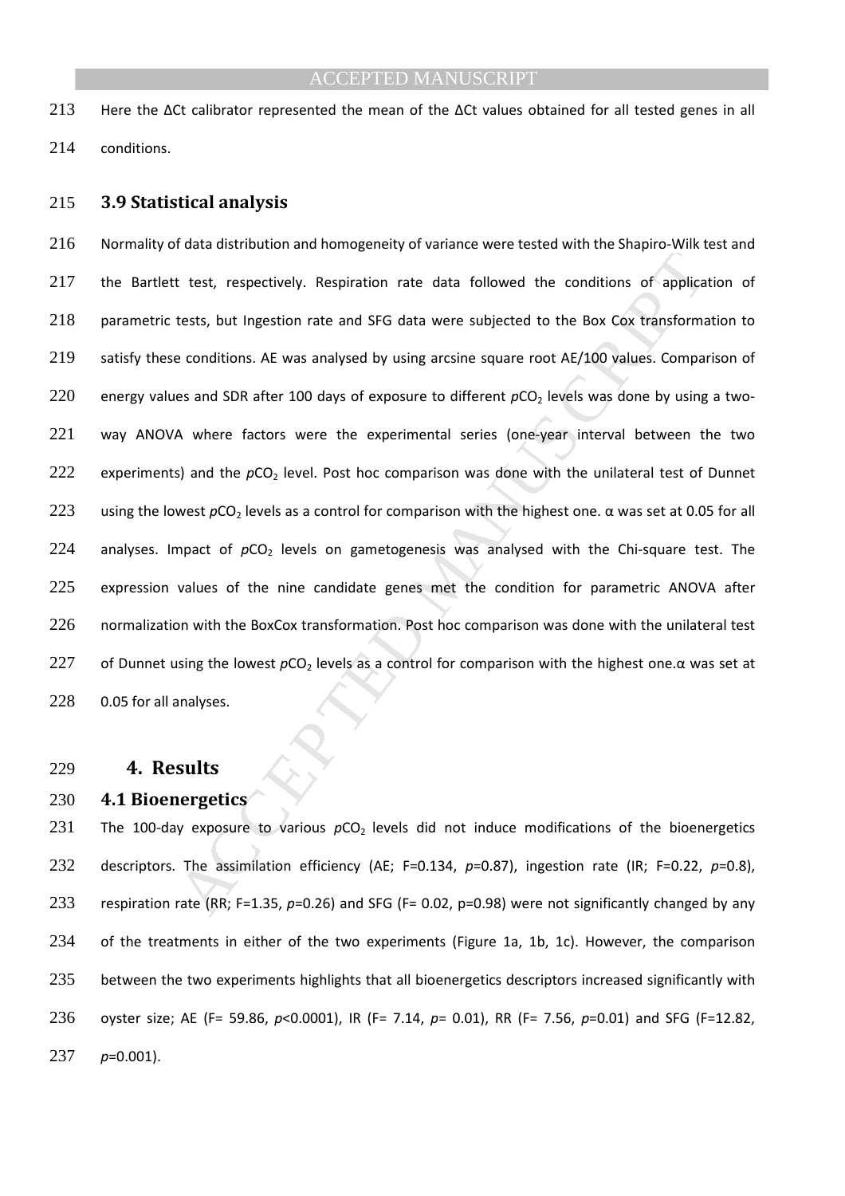Here the ΔCt calibrator represented the mean of the ΔCt values obtained for all tested genes in all conditions.

### 3.9 Statistical analysis

Normality of data distribution and homogeneity of variance were tested with the Shapiro-Wilk test and the Bartlett test, respectively. Respiration rate data followed the conditions of application of parametric tests, but Ingestion rate and SFG data were subjected to the Box Cox transformation to satisfy these conditions. AE was analysed by using arcsine square root AE/100 values. Comparison of energy values and SDR after 100 days of exposure to different $pCO_2$ levels was done by using a two-way ANOVA where factors were the experimental series (one-year interval between the two experiments) and the $pCO_2$ level. Post hoc comparison was done with the unilateral test of Dunnet using the lowest $pCO_2$ levels as a control for comparison with the highest one. α was set at 0.05 for all analyses. Impact of $pCO_2$ levels on gametogenesis was analysed with the Chi-square test. The expression values of the nine candidate genes met the condition for parametric ANOVA after normalization with the BoxCox transformation. Post hoc comparison was done with the unilateral test of Dunnet using the lowest $pCO_2$ levels as a control for comparison with the highest one.α was set at 0.05 for all analyses.

## 4. Results

### 4.1 Bioenergetics

The 100-day exposure to various $pCO_2$ levels did not induce modifications of the bioenergetics descriptors. The assimilation efficiency (AE; F=0.134, $p$=0.87), ingestion rate (IR; F=0.22, $p$=0.8), respiration rate (RR; F=1.35, $p$=0.26) and SFG (F= 0.02, p=0.98) were not significantly changed by any of the treatments in either of the two experiments (Figure 1a, 1b, 1c). However, the comparison between the two experiments highlights that all bioenergetics descriptors increased significantly with oyster size; AE (F= 59.86, $p$<0.0001), IR (F= 7.14, $p$= 0.01), RR (F= 7.56, $p$=0.01) and SFG (F=12.82, $p$=0.001).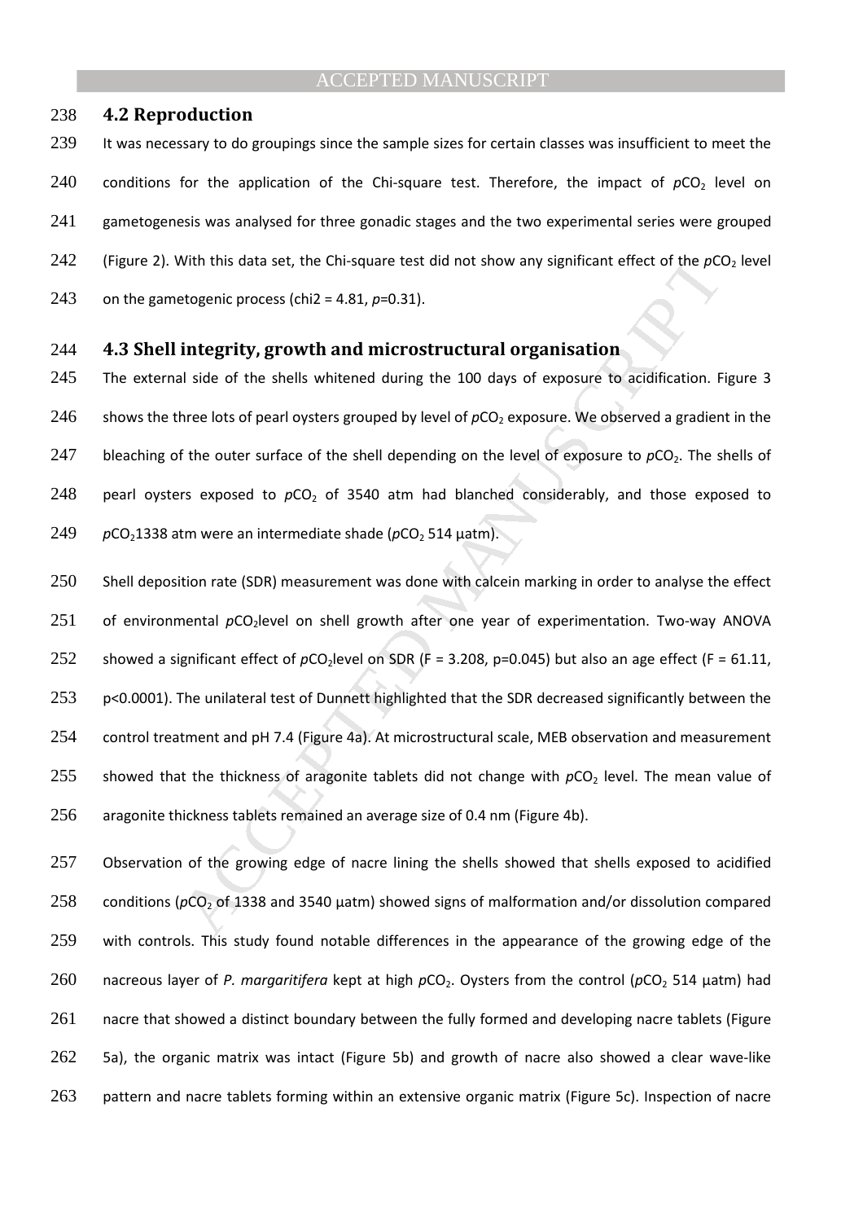### 4.2 Reproduction

It was necessary to do groupings since the sample sizes for certain classes was insufficient to meet the conditions for the application of the Chi-square test. Therefore, the impact of $pCO_2$ level on gametogenesis was analysed for three gonadic stages and the two experimental series were grouped (Figure 2). With this data set, the Chi-square test did not show any significant effect of the $pCO_2$ level on the gametogenic process (chi2 = 4.81, $p$=0.31).

### 4.3 Shell integrity, growth and microstructural organisation

The external side of the shells whitened during the 100 days of exposure to acidification. Figure 3 shows the three lots of pearl oysters grouped by level of $pCO_2$ exposure. We observed a gradient in the bleaching of the outer surface of the shell depending on the level of exposure to $pCO_2$. The shells of pearl oysters exposed to $pCO_2$ of 3540 atm had blanched considerably, and those exposed to $pCO_2$1338 atm were an intermediate shade ($pCO_2$ 514 µatm).

Shell deposition rate (SDR) measurement was done with calcein marking in order to analyse the effect of environmental $pCO_2$level on shell growth after one year of experimentation. Two-way ANOVA showed a significant effect of $pCO_2$level on SDR (F = 3.208, p=0.045) but also an age effect (F = 61.11, p<0.0001). The unilateral test of Dunnett highlighted that the SDR decreased significantly between the control treatment and pH 7.4 (Figure 4a). At microstructural scale, MEB observation and measurement showed that the thickness of aragonite tablets did not change with $pCO_2$ level. The mean value of aragonite thickness tablets remained an average size of 0.4 nm (Figure 4b).

Observation of the growing edge of nacre lining the shells showed that shells exposed to acidified conditions ($pCO_2$ of 1338 and 3540 µatm) showed signs of malformation and/or dissolution compared with controls. This study found notable differences in the appearance of the growing edge of the nacreous layer of *P. margaritifera* kept at high $pCO_2$. Oysters from the control ($pCO_2$ 514 µatm) had nacre that showed a distinct boundary between the fully formed and developing nacre tablets (Figure 5a), the organic matrix was intact (Figure 5b) and growth of nacre also showed a clear wave-like pattern and nacre tablets forming within an extensive organic matrix (Figure 5c). Inspection of nacre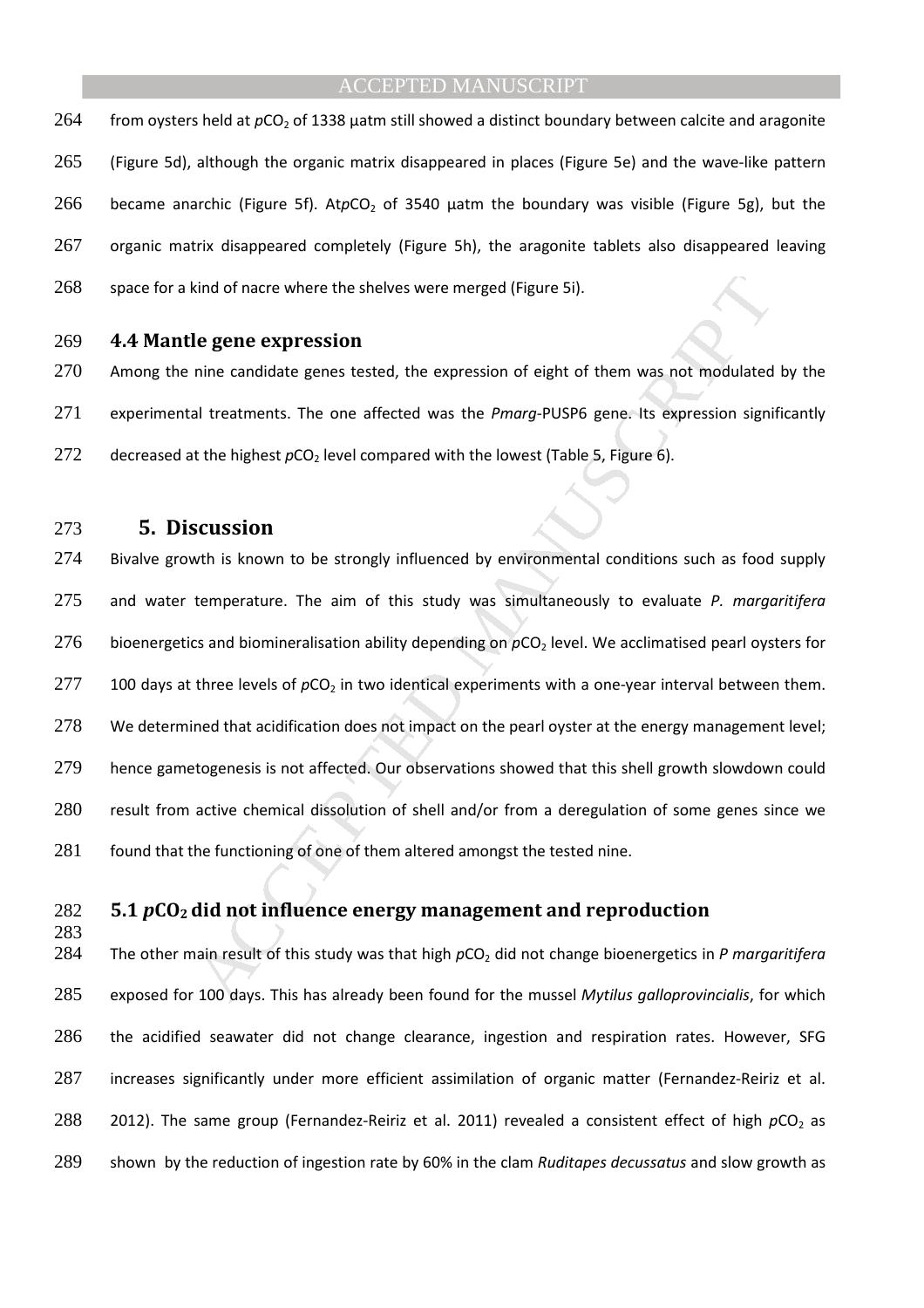from oysters held at $pCO_2$ of 1338 µatm still showed a distinct boundary between calcite and aragonite (Figure 5d), although the organic matrix disappeared in places (Figure 5e) and the wave-like pattern became anarchic (Figure 5f). At$pCO_2$ of 3540 µatm the boundary was visible (Figure 5g), but the organic matrix disappeared completely (Figure 5h), the aragonite tablets also disappeared leaving space for a kind of nacre where the shelves were merged (Figure 5i).

### 4.4 Mantle gene expression

Among the nine candidate genes tested, the expression of eight of them was not modulated by the experimental treatments. The one affected was the *Pmarg*-PUSP6 gene. Its expression significantly decreased at the highest $pCO_2$ level compared with the lowest (Table 5, Figure 6).

## 5. Discussion

Bivalve growth is known to be strongly influenced by environmental conditions such as food supply and water temperature. The aim of this study was simultaneously to evaluate *P. margaritifera* bioenergetics and biomineralisation ability depending on $pCO_2$ level. We acclimatised pearl oysters for 100 days at three levels of $pCO_2$ in two identical experiments with a one-year interval between them. We determined that acidification does not impact on the pearl oyster at the energy management level; hence gametogenesis is not affected. Our observations showed that this shell growth slowdown could result from active chemical dissolution of shell and/or from a deregulation of some genes since we found that the functioning of one of them altered amongst the tested nine.

### 5.1 $pCO_2$ did not influence energy management and reproduction

The other main result of this study was that high $pCO_2$ did not change bioenergetics in *P margaritifera* exposed for 100 days. This has already been found for the mussel *Mytilus galloprovincialis*, for which the acidified seawater did not change clearance, ingestion and respiration rates. However, SFG increases significantly under more efficient assimilation of organic matter (Fernandez-Reiriz et al. 2012). The same group (Fernandez-Reiriz et al. 2011) revealed a consistent effect of high $pCO_2$ as shown by the reduction of ingestion rate by 60% in the clam *Ruditapes decussatus* and slow growth as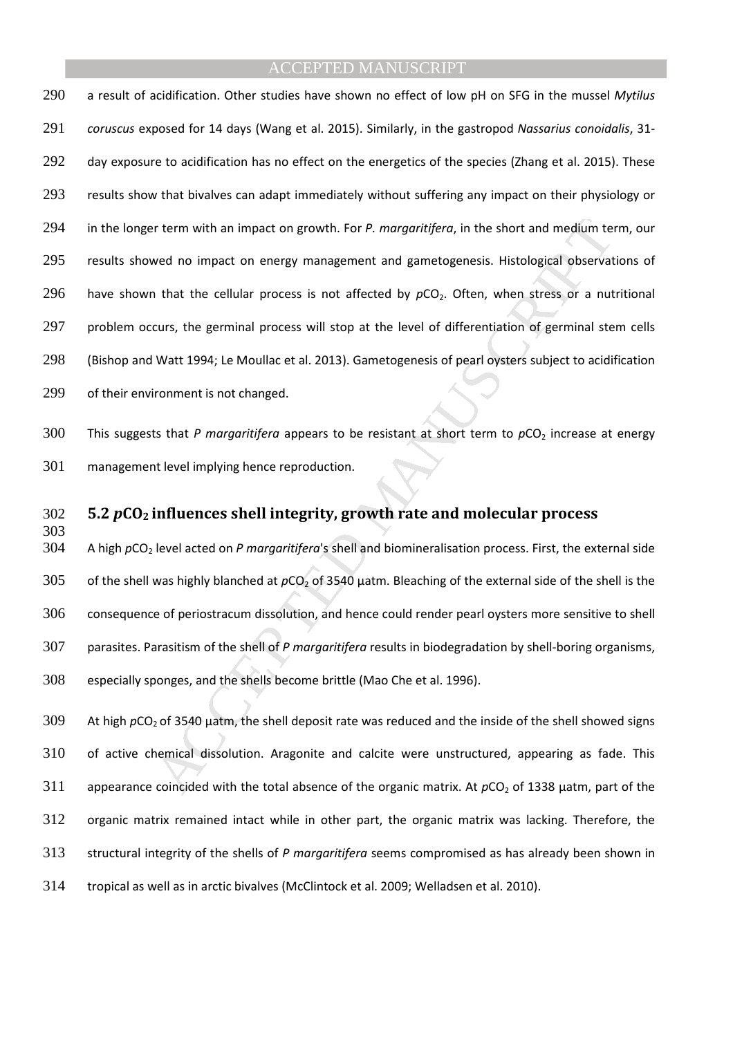a result of acidification. Other studies have shown no effect of low pH on SFG in the mussel *Mytilus coruscus* exposed for 14 days (Wang et al. 2015). Similarly, in the gastropod *Nassarius conoidalis*, 31-day exposure to acidification has no effect on the energetics of the species (Zhang et al. 2015). These results show that bivalves can adapt immediately without suffering any impact on their physiology or in the longer term with an impact on growth. For *P. margaritifera*, in the short and medium term, our results showed no impact on energy management and gametogenesis. Histological observations of have shown that the cellular process is not affected by $pCO_2$. Often, when stress or a nutritional problem occurs, the germinal process will stop at the level of differentiation of germinal stem cells (Bishop and Watt 1994; Le Moullac et al. 2013). Gametogenesis of pearl oysters subject to acidification of their environment is not changed.

This suggests that *P margaritifera* appears to be resistant at short term to $pCO_2$ increase at energy management level implying hence reproduction.

## 5.2 $pCO_2$ influences shell integrity, growth rate and molecular process

A high $pCO_2$ level acted on *P margaritifera*'s shell and biomineralisation process. First, the external side of the shell was highly blanched at $pCO_2$ of 3540 µatm. Bleaching of the external side of the shell is the consequence of periostracum dissolution, and hence could render pearl oysters more sensitive to shell parasites. Parasitism of the shell of *P margaritifera* results in biodegradation by shell-boring organisms, especially sponges, and the shells become brittle (Mao Che et al. 1996).

At high $pCO_2$ of 3540 µatm, the shell deposit rate was reduced and the inside of the shell showed signs of active chemical dissolution. Aragonite and calcite were unstructured, appearing as fade. This appearance coincided with the total absence of the organic matrix. At $pCO_2$ of 1338 µatm, part of the organic matrix remained intact while in other part, the organic matrix was lacking. Therefore, the structural integrity of the shells of *P margaritifera* seems compromised as has already been shown in tropical as well as in arctic bivalves (McClintock et al. 2009; Welladsen et al. 2010).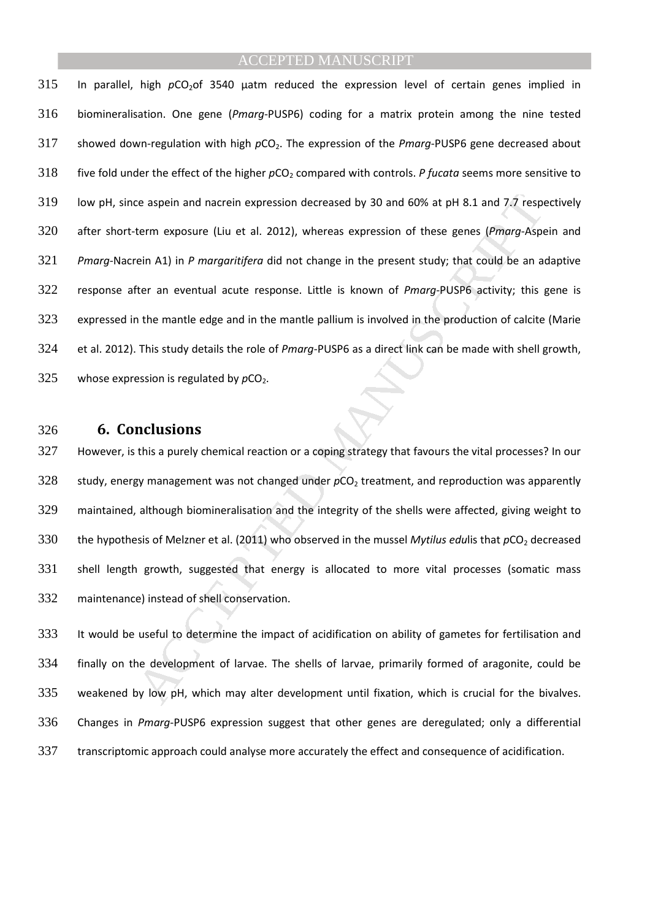In parallel, high $pCO_2$of 3540 µatm reduced the expression level of certain genes implied in biomineralisation. One gene (*Pmarg*-PUSP6) coding for a matrix protein among the nine tested showed down-regulation with high $pCO_2$. The expression of the *Pmarg*-PUSP6 gene decreased about five fold under the effect of the higher $pCO_2$ compared with controls. *P fucata* seems more sensitive to low pH, since aspein and nacrein expression decreased by 30 and 60% at pH 8.1 and 7.7 respectively after short-term exposure (Liu et al. 2012), whereas expression of these genes (*Pmarg*-Aspein and *Pmarg*-Nacrein A1) in *P margaritifera* did not change in the present study; that could be an adaptive response after an eventual acute response. Little is known of *Pmarg*-PUSP6 activity; this gene is expressed in the mantle edge and in the mantle pallium is involved in the production of calcite (Marie et al. 2012). This study details the role of *Pmarg*-PUSP6 as a direct link can be made with shell growth, whose expression is regulated by $pCO_2$.

## 6. Conclusions

However, is this a purely chemical reaction or a coping strategy that favours the vital processes? In our study, energy management was not changed under $pCO_2$ treatment, and reproduction was apparently maintained, although biomineralisation and the integrity of the shells were affected, giving weight to the hypothesis of Melzner et al. (2011) who observed in the mussel *Mytilus edu*lis that $pCO_2$ decreased shell length growth, suggested that energy is allocated to more vital processes (somatic mass maintenance) instead of shell conservation.

It would be useful to determine the impact of acidification on ability of gametes for fertilisation and finally on the development of larvae. The shells of larvae, primarily formed of aragonite, could be weakened by low pH, which may alter development until fixation, which is crucial for the bivalves. Changes in *Pmarg*-PUSP6 expression suggest that other genes are deregulated; only a differential transcriptomic approach could analyse more accurately the effect and consequence of acidification.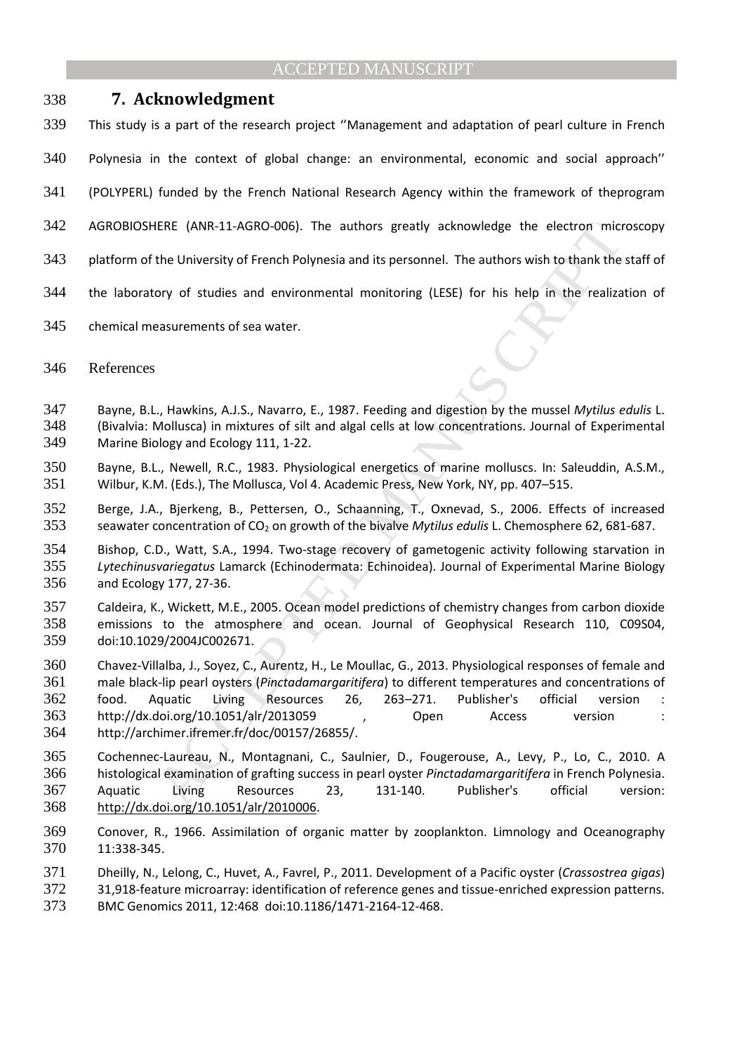## 7. Acknowledgment

This study is a part of the research project ''Management and adaptation of pearl culture in French Polynesia in the context of global change: an environmental, economic and social approach'' (POLYPERL) funded by the French National Research Agency within the framework of theprogram AGROBIOSHERE (ANR-11-AGRO-006). The authors greatly acknowledge the electron microscopy platform of the University of French Polynesia and its personnel. The authors wish to thank the staff of the laboratory of studies and environmental monitoring (LESE) for his help in the realization of chemical measurements of sea water.

References

Bayne, B.L., Hawkins, A.J.S., Navarro, E., 1987. Feeding and digestion by the mussel *Mytilus edulis* L. (Bivalvia: Mollusca) in mixtures of silt and algal cells at low concentrations. Journal of Experimental Marine Biology and Ecology 111, 1-22.

Bayne, B.L., Newell, R.C., 1983. Physiological energetics of marine molluscs. In: Saleuddin, A.S.M., Wilbur, K.M. (Eds.), The Mollusca, Vol 4. Academic Press, New York, NY, pp. 407–515.

Berge, J.A., Bjerkeng, B., Pettersen, O., Schaanning, T., Oxnevad, S., 2006. Effects of increased seawater concentration of $CO_2$ on growth of the bivalve *Mytilus edulis* L. Chemosphere 62, 681-687.

Bishop, C.D., Watt, S.A., 1994. Two-stage recovery of gametogenic activity following starvation in *Lytechinusvariegatus* Lamarck (Echinodermata: Echinoidea). Journal of Experimental Marine Biology and Ecology 177, 27-36.

Caldeira, K., Wickett, M.E., 2005. Ocean model predictions of chemistry changes from carbon dioxide emissions to the atmosphere and ocean. Journal of Geophysical Research 110, C09S04, doi:10.1029/2004JC002671.

Chavez-Villalba, J., Soyez, C., Aurentz, H., Le Moullac, G., 2013. Physiological responses of female and male black-lip pearl oysters (*Pinctadamargaritifera*) to different temperatures and concentrations of food. Aquatic Living Resources 26, 263–271. Publisher's official version : http://dx.doi.org/10.1051/alr/2013059 , Open Access version : http://archimer.ifremer.fr/doc/00157/26855/.

Cochennec-Laureau, N., Montagnani, C., Saulnier, D., Fougerouse, A., Levy, P., Lo, C., 2010. A histological examination of grafting success in pearl oyster *Pinctadamargaritifera* in French Polynesia. Aquatic Living Resources 23, 131-140. Publisher's official version: http://dx.doi.org/10.1051/alr/2010006.

Conover, R., 1966. Assimilation of organic matter by zooplankton. Limnology and Oceanography 11:338-345.

Dheilly, N., Lelong, C., Huvet, A., Favrel, P., 2011. Development of a Pacific oyster (*Crassostrea gigas*) 31,918-feature microarray: identification of reference genes and tissue-enriched expression patterns. BMC Genomics 2011, 12:468 doi:10.1186/1471-2164-12-468.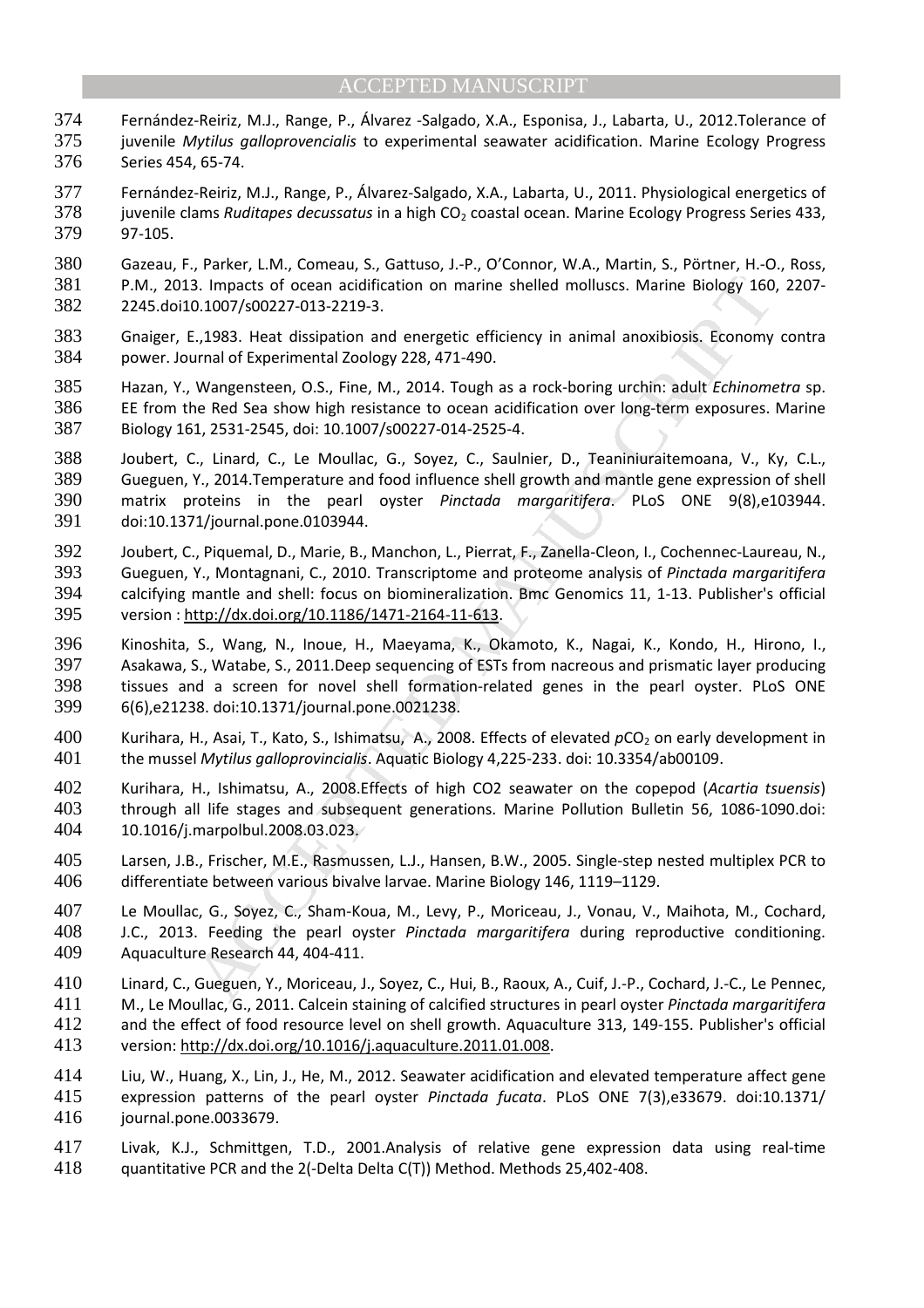Fernández-Reiriz, M.J., Range, P., Álvarez -Salgado, X.A., Esponisa, J., Labarta, U., 2012.Tolerance of juvenile *Mytilus galloprovencialis* to experimental seawater acidification. Marine Ecology Progress Series 454, 65-74.

Fernández-Reiriz, M.J., Range, P., Álvarez-Salgado, X.A., Labarta, U., 2011. Physiological energetics of juvenile clams *Ruditapes decussatus* in a high $CO_2$ coastal ocean. Marine Ecology Progress Series 433, 97-105.

Gazeau, F., Parker, L.M., Comeau, S., Gattuso, J.-P., O'Connor, W.A., Martin, S., Pörtner, H.-O., Ross, P.M., 2013. Impacts of ocean acidification on marine shelled molluscs. Marine Biology 160, 2207-2245.doi10.1007/s00227-013-2219-3.

Gnaiger, E.,1983. Heat dissipation and energetic efficiency in animal anoxibiosis. Economy contra power. Journal of Experimental Zoology 228, 471-490.

Hazan, Y., Wangensteen, O.S., Fine, M., 2014. Tough as a rock-boring urchin: adult *Echinometra* sp. EE from the Red Sea show high resistance to ocean acidification over long-term exposures. Marine Biology 161, 2531-2545, doi: 10.1007/s00227-014-2525-4.

Joubert, C., Linard, C., Le Moullac, G., Soyez, C., Saulnier, D., Teaniniuraitemoana, V., Ky, C.L., Gueguen, Y., 2014.Temperature and food influence shell growth and mantle gene expression of shell matrix proteins in the pearl oyster *Pinctada margaritifera*. PLoS ONE 9(8),e103944. doi:10.1371/journal.pone.0103944.

Joubert, C., Piquemal, D., Marie, B., Manchon, L., Pierrat, F., Zanella-Cleon, I., Cochennec-Laureau, N., Gueguen, Y., Montagnani, C., 2010. Transcriptome and proteome analysis of *Pinctada margaritifera* calcifying mantle and shell: focus on biomineralization. Bmc Genomics 11, 1-13. Publisher's official version : http://dx.doi.org/10.1186/1471-2164-11-613.

Kinoshita, S., Wang, N., Inoue, H., Maeyama, K., Okamoto, K., Nagai, K., Kondo, H., Hirono, I., Asakawa, S., Watabe, S., 2011.Deep sequencing of ESTs from nacreous and prismatic layer producing tissues and a screen for novel shell formation-related genes in the pearl oyster. PLoS ONE 6(6),e21238. doi:10.1371/journal.pone.0021238.

Kurihara, H., Asai, T., Kato, S., Ishimatsu, A., 2008. Effects of elevated $pCO_2$ on early development in the mussel *Mytilus galloprovincialis*. Aquatic Biology 4,225-233. doi: 10.3354/ab00109.

Kurihara, H., Ishimatsu, A., 2008.Effects of high CO2 seawater on the copepod (*Acartia tsuensis*) through all life stages and subsequent generations. Marine Pollution Bulletin 56, 1086-1090.doi: 10.1016/j.marpolbul.2008.03.023.

Larsen, J.B., Frischer, M.E., Rasmussen, L.J., Hansen, B.W., 2005. Single-step nested multiplex PCR to differentiate between various bivalve larvae. Marine Biology 146, 1119–1129.

Le Moullac, G., Soyez, C., Sham-Koua, M., Levy, P., Moriceau, J., Vonau, V., Maihota, M., Cochard, J.C., 2013. Feeding the pearl oyster *Pinctada margaritifera* during reproductive conditioning. Aquaculture Research 44, 404-411.

Linard, C., Gueguen, Y., Moriceau, J., Soyez, C., Hui, B., Raoux, A., Cuif, J.-P., Cochard, J.-C., Le Pennec, M., Le Moullac, G., 2011. Calcein staining of calcified structures in pearl oyster *Pinctada margaritifera* and the effect of food resource level on shell growth. Aquaculture 313, 149-155. Publisher's official version: http://dx.doi.org/10.1016/j.aquaculture.2011.01.008.

Liu, W., Huang, X., Lin, J., He, M., 2012. Seawater acidification and elevated temperature affect gene expression patterns of the pearl oyster *Pinctada fucata*. PLoS ONE 7(3),e33679. doi:10.1371/ journal.pone.0033679.

Livak, K.J., Schmittgen, T.D., 2001.Analysis of relative gene expression data using real-time quantitative PCR and the 2(-Delta Delta C(T)) Method. Methods 25,402-408.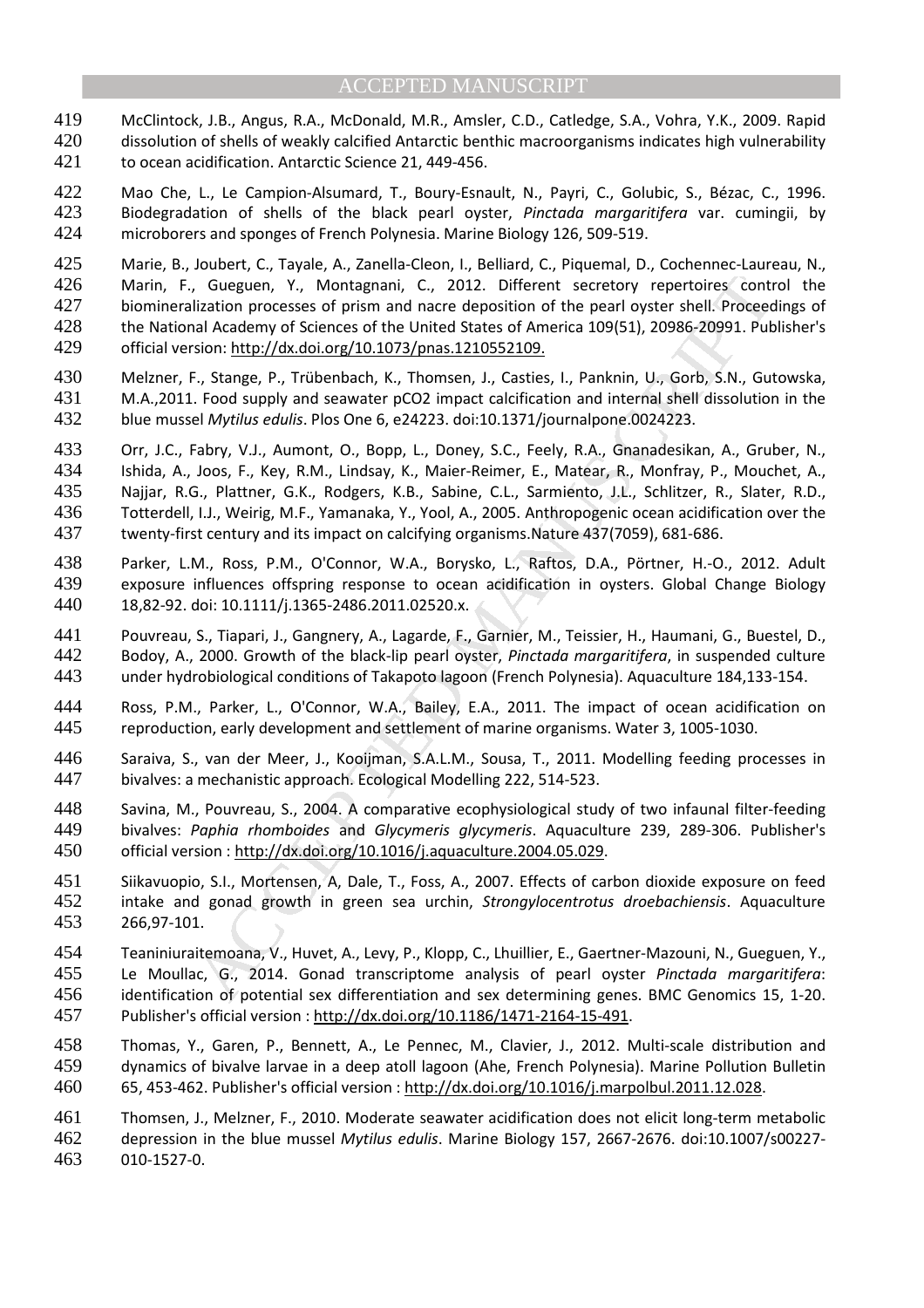McClintock, J.B., Angus, R.A., McDonald, M.R., Amsler, C.D., Catledge, S.A., Vohra, Y.K., 2009. Rapid dissolution of shells of weakly calcified Antarctic benthic macroorganisms indicates high vulnerability to ocean acidification. Antarctic Science 21, 449-456.

Mao Che, L., Le Campion-Alsumard, T., Boury-Esnault, N., Payri, C., Golubic, S., Bézac, C., 1996. Biodegradation of shells of the black pearl oyster, *Pinctada margaritifera* var. cumingii, by microborers and sponges of French Polynesia. Marine Biology 126, 509-519.

Marie, B., Joubert, C., Tayale, A., Zanella-Cleon, I., Belliard, C., Piquemal, D., Cochennec-Laureau, N., Marin, F., Gueguen, Y., Montagnani, C., 2012. Different secretory repertoires control the biomineralization processes of prism and nacre deposition of the pearl oyster shell. Proceedings of the National Academy of Sciences of the United States of America 109(51), 20986-20991. Publisher's official version: http://dx.doi.org/10.1073/pnas.1210552109.

Melzner, F., Stange, P., Trübenbach, K., Thomsen, J., Casties, I., Panknin, U., Gorb, S.N., Gutowska, M.A.,2011. Food supply and seawater pCO2 impact calcification and internal shell dissolution in the blue mussel *Mytilus edulis*. Plos One 6, e24223. doi:10.1371/journalpone.0024223.

Orr, J.C., Fabry, V.J., Aumont, O., Bopp, L., Doney, S.C., Feely, R.A., Gnanadesikan, A., Gruber, N., Ishida, A., Joos, F., Key, R.M., Lindsay, K., Maier-Reimer, E., Matear, R., Monfray, P., Mouchet, A., Najjar, R.G., Plattner, G.K., Rodgers, K.B., Sabine, C.L., Sarmiento, J.L., Schlitzer, R., Slater, R.D., Totterdell, I.J., Weirig, M.F., Yamanaka, Y., Yool, A., 2005. Anthropogenic ocean acidification over the twenty-first century and its impact on calcifying organisms.Nature 437(7059), 681-686.

Parker, L.M., Ross, P.M., O'Connor, W.A., Borysko, L., Raftos, D.A., Pörtner, H.-O., 2012. Adult exposure influences offspring response to ocean acidification in oysters. Global Change Biology 18,82-92. doi: 10.1111/j.1365-2486.2011.02520.x.

Pouvreau, S., Tiapari, J., Gangnery, A., Lagarde, F., Garnier, M., Teissier, H., Haumani, G., Buestel, D., Bodoy, A., 2000. Growth of the black-lip pearl oyster, *Pinctada margaritifera*, in suspended culture under hydrobiological conditions of Takapoto lagoon (French Polynesia). Aquaculture 184,133-154.

Ross, P.M., Parker, L., O'Connor, W.A., Bailey, E.A., 2011. The impact of ocean acidification on reproduction, early development and settlement of marine organisms. Water 3, 1005-1030.

Saraiva, S., van der Meer, J., Kooijman, S.A.L.M., Sousa, T., 2011. Modelling feeding processes in bivalves: a mechanistic approach. Ecological Modelling 222, 514-523.

Savina, M., Pouvreau, S., 2004. A comparative ecophysiological study of two infaunal filter-feeding bivalves: *Paphia rhomboides* and *Glycymeris glycymeris*. Aquaculture 239, 289-306. Publisher's official version : http://dx.doi.org/10.1016/j.aquaculture.2004.05.029.

Siikavuopio, S.I., Mortensen, A, Dale, T., Foss, A., 2007. Effects of carbon dioxide exposure on feed intake and gonad growth in green sea urchin, *Strongylocentrotus droebachiensis*. Aquaculture 266,97-101.

Teaniniuraitemoana, V., Huvet, A., Levy, P., Klopp, C., Lhuillier, E., Gaertner-Mazouni, N., Gueguen, Y., Le Moullac, G., 2014. Gonad transcriptome analysis of pearl oyster *Pinctada margaritifera*: identification of potential sex differentiation and sex determining genes. BMC Genomics 15, 1-20. Publisher's official version : http://dx.doi.org/10.1186/1471-2164-15-491.

Thomas, Y., Garen, P., Bennett, A., Le Pennec, M., Clavier, J., 2012. Multi-scale distribution and dynamics of bivalve larvae in a deep atoll lagoon (Ahe, French Polynesia). Marine Pollution Bulletin 65, 453-462. Publisher's official version : http://dx.doi.org/10.1016/j.marpolbul.2011.12.028.

Thomsen, J., Melzner, F., 2010. Moderate seawater acidification does not elicit long-term metabolic depression in the blue mussel *Mytilus edulis*. Marine Biology 157, 2667-2676. doi:10.1007/s00227-010-1527-0.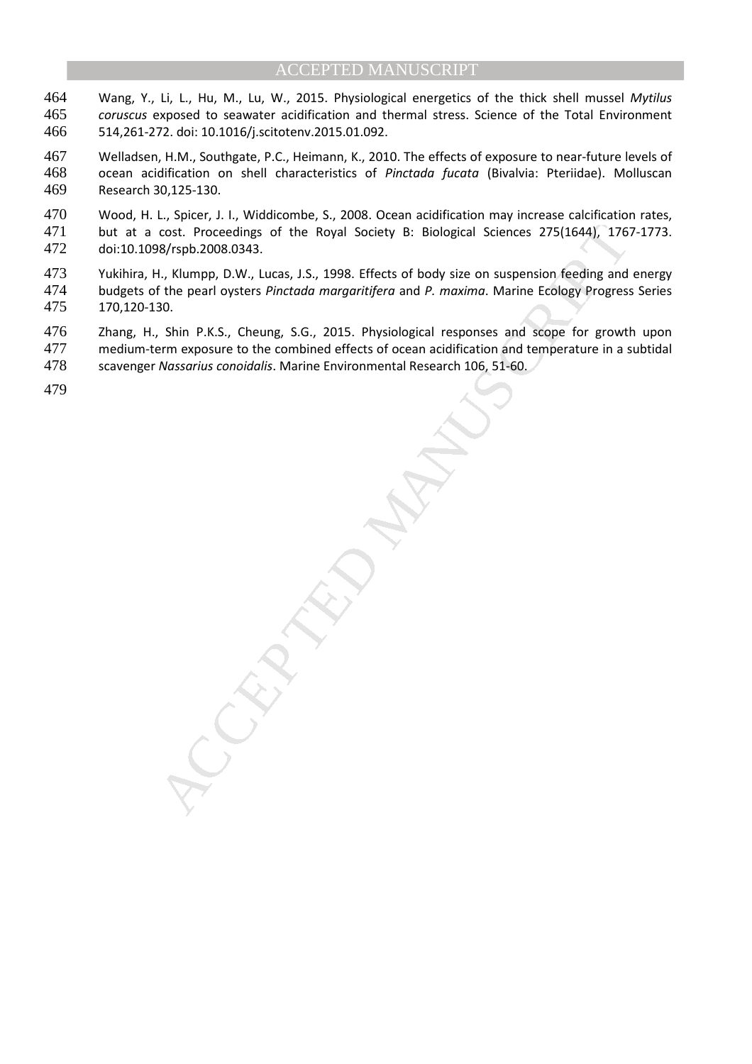Wang, Y., Li, L., Hu, M., Lu, W., 2015. Physiological energetics of the thick shell mussel *Mytilus coruscus* exposed to seawater acidification and thermal stress. Science of the Total Environment 514,261-272. doi: 10.1016/j.scitotenv.2015.01.092.

Welladsen, H.M., Southgate, P.C., Heimann, K., 2010. The effects of exposure to near-future levels of ocean acidification on shell characteristics of *Pinctada fucata* (Bivalvia: Pteriidae). Molluscan Research 30,125-130.

Wood, H. L., Spicer, J. I., Widdicombe, S., 2008. Ocean acidification may increase calcification rates, but at a cost. Proceedings of the Royal Society B: Biological Sciences 275(1644), 1767-1773. doi:10.1098/rspb.2008.0343.

Yukihira, H., Klumpp, D.W., Lucas, J.S., 1998. Effects of body size on suspension feeding and energy budgets of the pearl oysters *Pinctada margaritifera* and *P. maxima*. Marine Ecology Progress Series 170,120-130.

Zhang, H., Shin P.K.S., Cheung, S.G., 2015. Physiological responses and scope for growth upon medium-term exposure to the combined effects of ocean acidification and temperature in a subtidal scavenger *Nassarius conoidalis*. Marine Environmental Research 106, 51-60.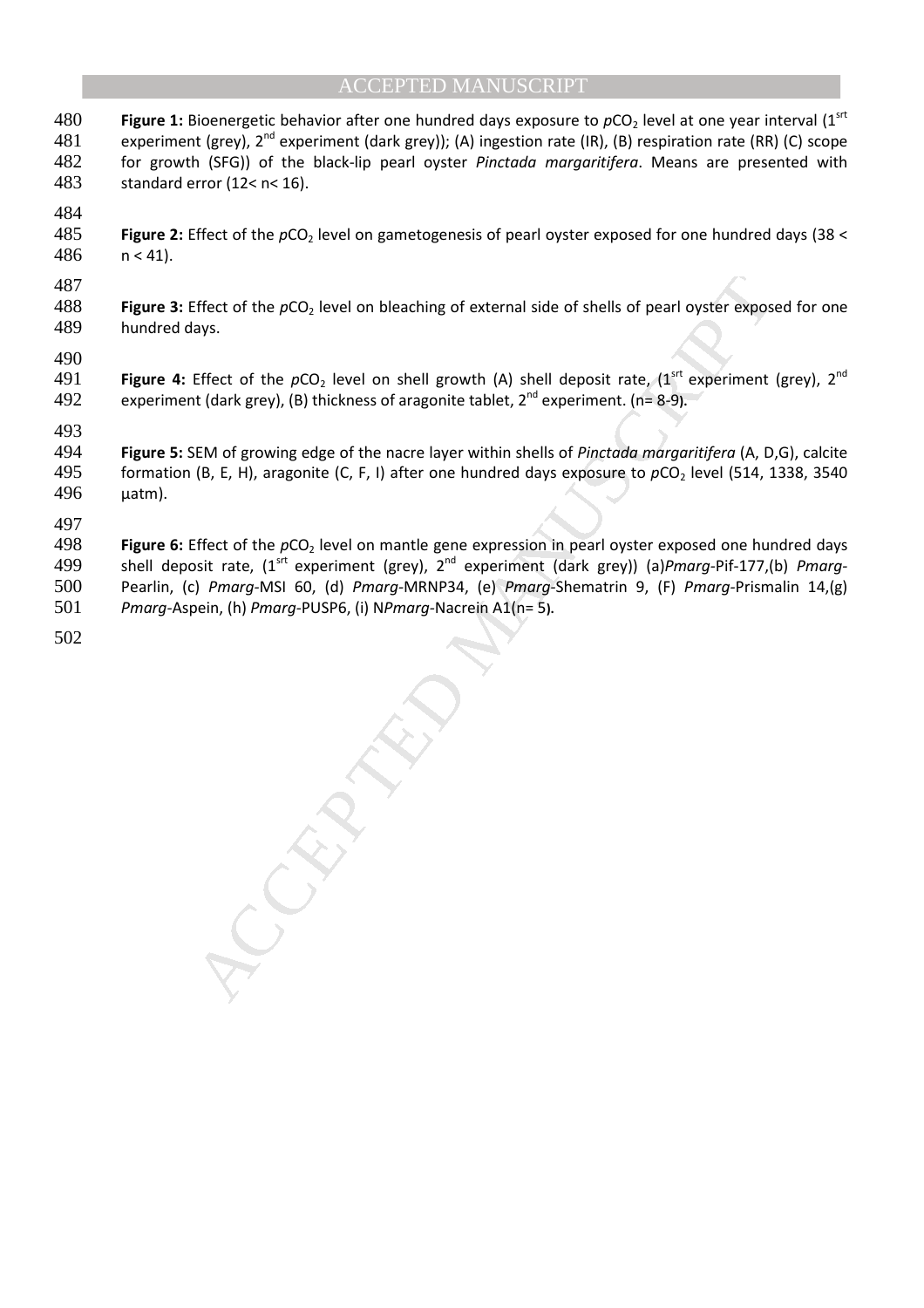**Figure 1:** Bioenergetic behavior after one hundred days exposure to $pCO_2$ level at one year interval (1[srt] experiment (grey), 2[nd] experiment (dark grey)); (A) ingestion rate (IR), (B) respiration rate (RR) (C) scope for growth (SFG)) of the black-lip pearl oyster *Pinctada margaritifera*. Means are presented with standard error ($12< n< 16$).

**Figure 2:** Effect of the $pCO_2$ level on gametogenesis of pearl oyster exposed for one hundred days ($38 < n < 41$).

**Figure 3:** Effect of the $pCO_2$ level on bleaching of external side of shells of pearl oyster exposed for one hundred days.

**Figure 4:** Effect of the $pCO_2$ level on shell growth (A) shell deposit rate, (1[srt] experiment (grey), 2[nd] experiment (dark grey), (B) thickness of aragonite tablet, 2[nd] experiment. (n= 8-9).

**Figure 5:** SEM of growing edge of the nacre layer within shells of *Pinctada margaritifera* (A, D,G), calcite formation (B, E, H), aragonite (C, F, I) after one hundred days exposure to $pCO_2$ level (514, 1338, 3540 µatm).

**Figure 6:** Effect of the $pCO_2$ level on mantle gene expression in pearl oyster exposed one hundred days shell deposit rate, (1[srt] experiment (grey), 2[nd] experiment (dark grey)) (a)*Pmarg*-Pif-177,(b) *Pmarg*-Pearlin, (c) *Pmarg*-MSI 60, (d) *Pmarg*-MRNP34, (e) *Pmarg*-Shematrin 9, (F) *Pmarg*-Prismalin 14,(g) *Pmarg*-Aspein, (h) *Pmarg*-PUSP6, (i) N*Pmarg*-Nacrein A1(n= 5).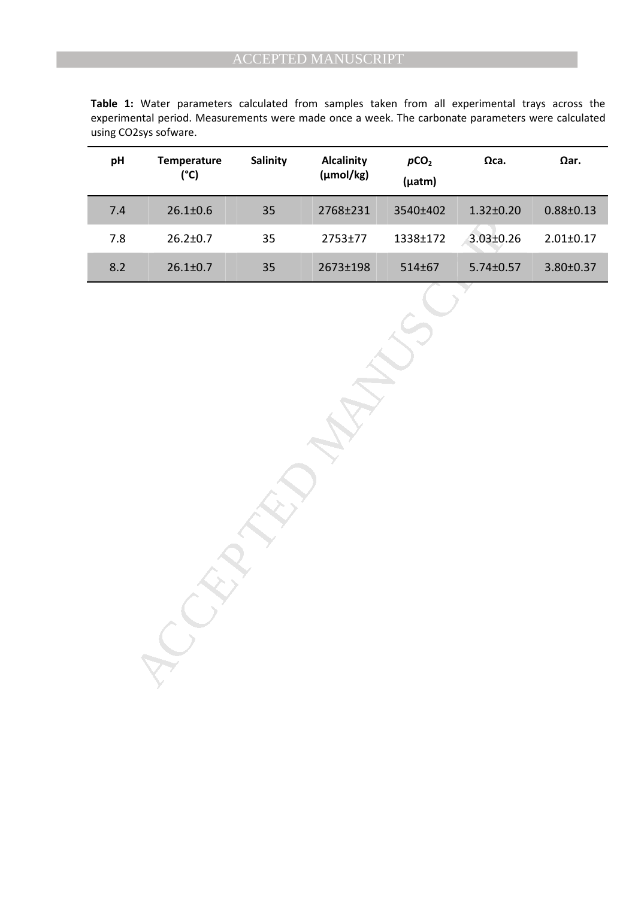**Table 1:** Water parameters calculated from samples taken from all experimental trays across the experimental period. Measurements were made once a week. The carbonate parameters were calculated using CO2sys sofware.

| pH | Temperature (°C) | Salinity | Alcalinity (µmol/kg) | $pCO_2$ (µatm) | Ωca. | Ωar. |
|---|---|---|---|---|---|---|
| 7.4 | 26.1±0.6 | 35 | 2768±231 | 3540±402 | 1.32±0.20 | 0.88±0.13 |
| 7.8 | 26.2±0.7 | 35 | 2753±77 | 1338±172 | 3.03±0.26 | 2.01±0.17 |
| 8.2 | 26.1±0.7 | 35 | 2673±198 | 514±67 | 5.74±0.57 | 3.80±0.37 |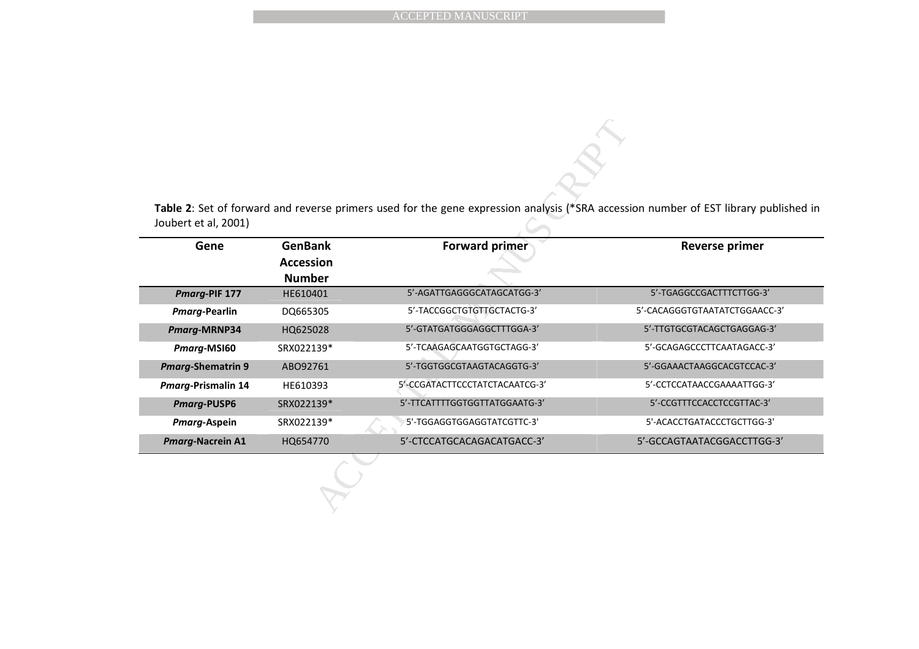**Table 2**: Set of forward and reverse primers used for the gene expression analysis (*SRA accession number of EST library published in Joubert et al, 2001)

| Gene | GenBank Accession Number | Forward primer | Reverse primer |
|---|---|---|---|
| ***Pmarg*-PIF 177** | HE610401 | 5'-AGATTGAGGGCATAGCATGG-3' | 5'-TGAGGCCGACTTTCTTGG-3' |
| ***Pmarg*-Pearlin** | DQ665305 | 5'-TACCGGCTGTGTTGCTACTG-3' | 5'-CACAGGGTGTAATATCTGGAACC-3' |
| ***Pmarg*-MRNP34** | HQ625028 | 5'-GTATGATGGGAGGCTTTGGA-3' | 5'-TTGTGCGTACAGCTGAGGAG-3' |
| ***Pmarg*-MSI60** | SRX022139* | 5'-TCAAGAGCAATGGTGCTAGG-3' | 5'-GCAGAGCCCTTCAATAGACC-3' |
| ***Pmarg*-Shematrin 9** | ABO92761 | 5'-TGGTGGCGTAAGTACAGGTG-3' | 5'-GGAAACTAAGGCACGTCCAC-3' |
| ***Pmarg*-Prismalin 14** | HE610393 | 5'-CCGATACTTCCCTATCTACAATCG-3' | 5'-CCTCCATAACCGAAAATTGG-3' |
| ***Pmarg*-PUSP6** | SRX022139* | 5'-TTCATTTTGGTGGTTATGGAATG-3' | 5'-CCGTTTCCACCTCCGTTAC-3' |
| ***Pmarg*-Aspein** | SRX022139* | 5'-TGGAGGTGGAGGTATCGTTC-3' | 5'-ACACCTGATACCCTGCTTGG-3' |
| ***Pmarg*-Nacrein A1** | HQ654770 | 5'-CTCCATGCACAGACATGACC-3' | 5'-GCCAGTAATACGGACCTTGG-3' |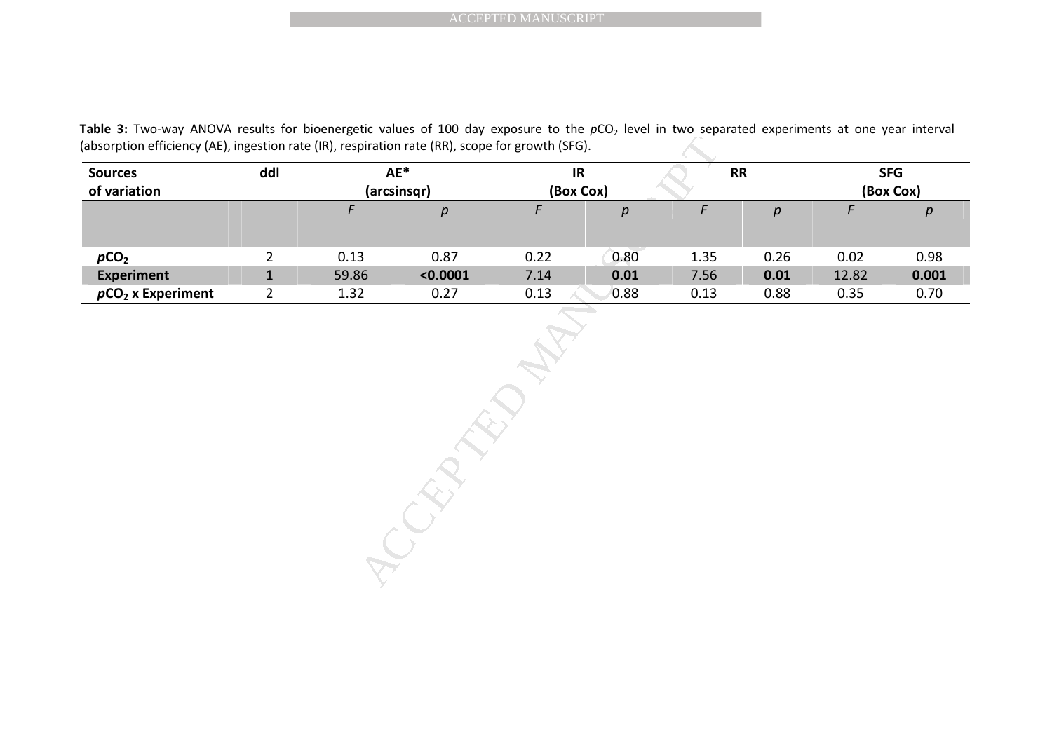**Table 3:** Two-way ANOVA results for bioenergetic values of 100 day exposure to the $pCO_2$ level in two separated experiments at one year interval (absorption efficiency (AE), ingestion rate (IR), respiration rate (RR), scope for growth (SFG).

| Sources of variation | ddl | AE* (arcsinsqr) | | IR (Box Cox) | | RR | | SFG (Box Cox) | |
|---|---|---|---|---|---|---|---|---|---|
| | | *F* | *p* | *F* | *p* | *F* | *p* | *F* | *p* |
| **$pCO_2$** | 2 | 0.13 | 0.87 | 0.22 | 0.80 | 1.35 | 0.26 | 0.02 | 0.98 |
| **Experiment** | 1 | 59.86 | **<0.0001** | 7.14 | **0.01** | 7.56 | **0.01** | 12.82 | **0.001** |
| **$pCO_2$ x Experiment** | 2 | 1.32 | 0.27 | 0.13 | 0.88 | 0.13 | 0.88 | 0.35 | 0.70 |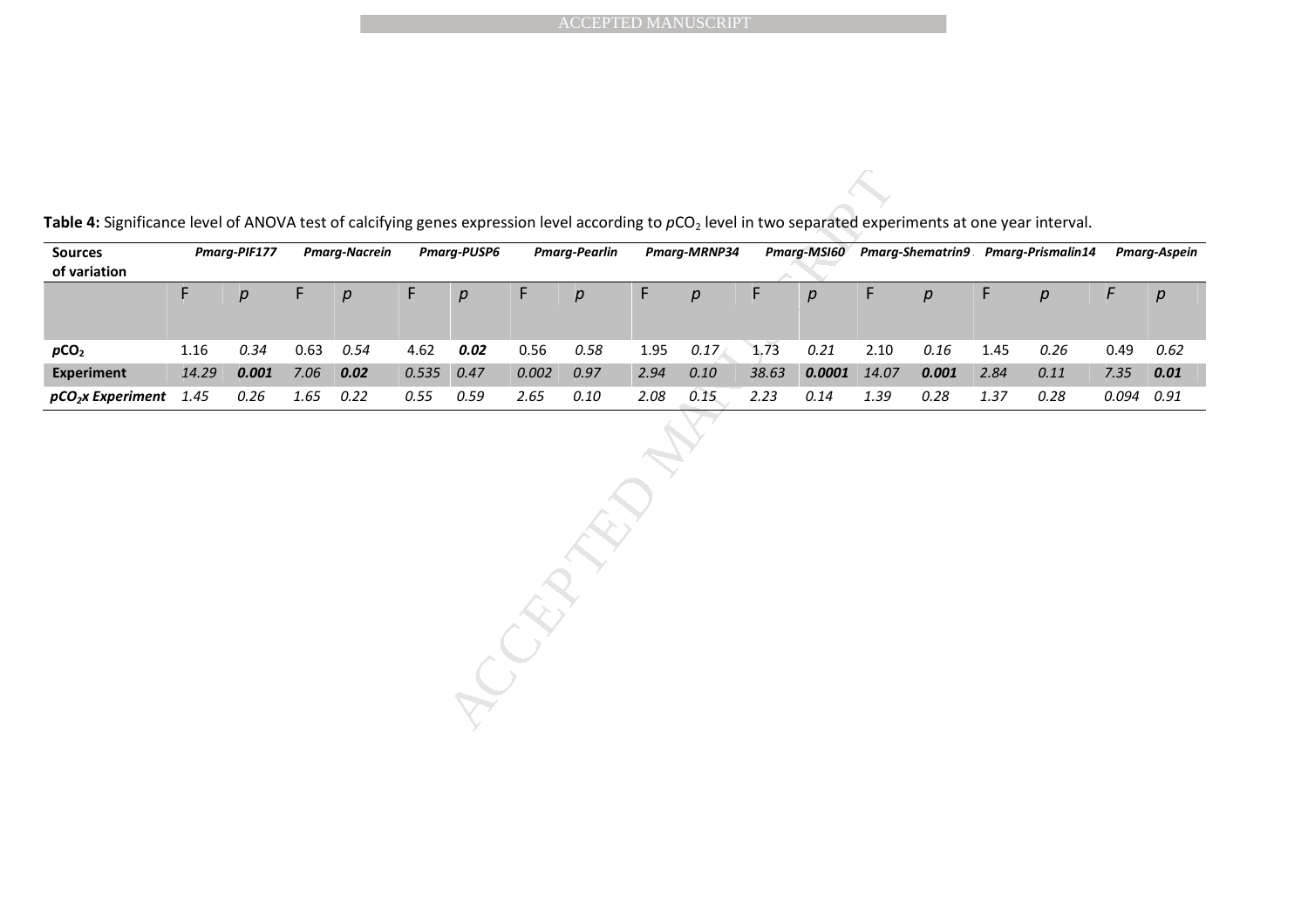**Table 4:** Significance level of ANOVA test of calcifying genes expression level according to $pCO_2$ level in two separated experiments at one year interval.

| Sources of variation | *Pmarg-PIF177* | | *Pmarg-Nacrein* | | *Pmarg-PUSP6* | | *Pmarg-Pearlin* | | *Pmarg-MRNP34* | | *Pmarg-MSI60* | | *Pmarg-Shematrin9* | | *Pmarg-Prismalin14* | | *Pmarg-Aspein* | |
|---|---|---|---|---|---|---|---|---|---|---|---|---|---|---|---|---|---|---|
| | F | *p* | F | *p* | F | *p* | F | *p* | F | *p* | F | *p* | F | *p* | F | *p* | *F* | *p* |
| ***p*CO₂** | 1.16 | *0.34* | 0.63 | *0.54* | 4.62 | ***0.02*** | 0.56 | *0.58* | 1.95 | *0.17* | 1.73 | *0.21* | 2.10 | *0.16* | 1.45 | *0.26* | 0.49 | *0.62* |
| **Experiment** | *14.29* | ***0.001*** | *7.06* | ***0.02*** | *0.535* | *0.47* | *0.002* | *0.97* | *2.94* | *0.10* | *38.63* | ***0.0001*** | *14.07* | ***0.001*** | *2.84* | *0.11* | *7.35* | ***0.01*** |
| ***p*CO₂x Experiment** | *1.45* | *0.26* | *1.65* | *0.22* | *0.55* | *0.59* | *2.65* | *0.10* | *2.08* | *0.15* | *2.23* | *0.14* | *1.39* | *0.28* | *1.37* | *0.28* | *0.094* | *0.91* |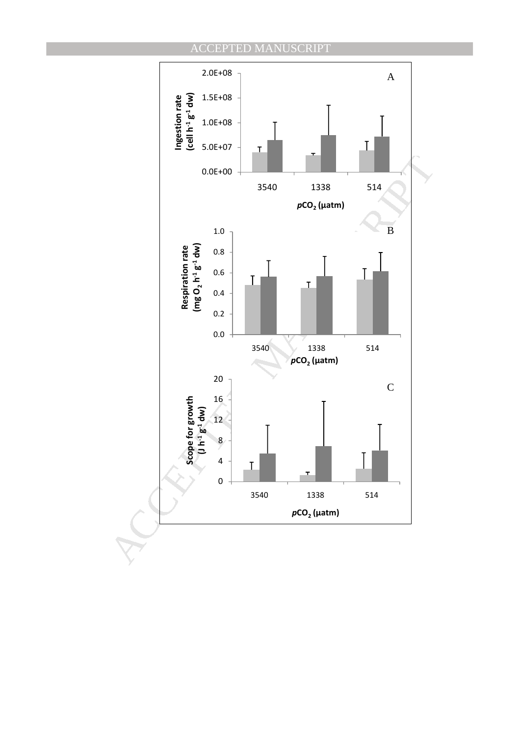A

Ingestion rate (cell $h^{-1}$ $g^{-1}$ dw)

2.0E+08
1.5E+08
1.0E+08
5.0E+07
0.0E+00

3540 1338 514

$p$CO$_2$ (µatm)

B

Respiration rate (mg $O_2$ $h^{-1}$ $g^{-1}$ dw)

1.0
0.8
0.6
0.4
0.2
0.0

3540 1338 514

$p$CO$_2$ (µatm)

C

Scope for growth (J $h^{-1}$ $g^{-1}$ dw)

20
16
12
8
4
0

3540 1338 514

$p$CO$_2$ (µatm)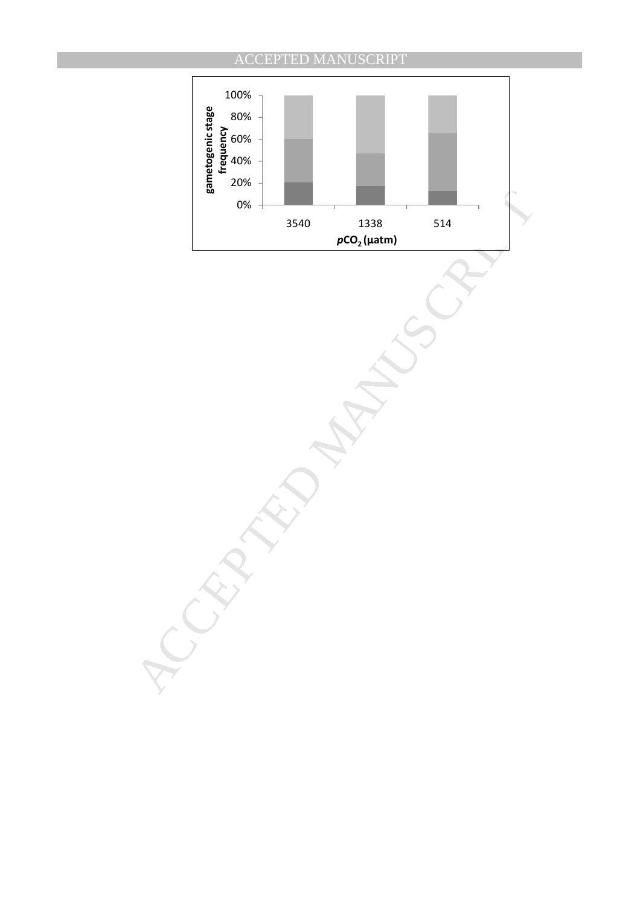100%
80%
60%
40%
20%
0%

gametogenic stage frequency

3540 1338 514

$pCO_2$ (µatm)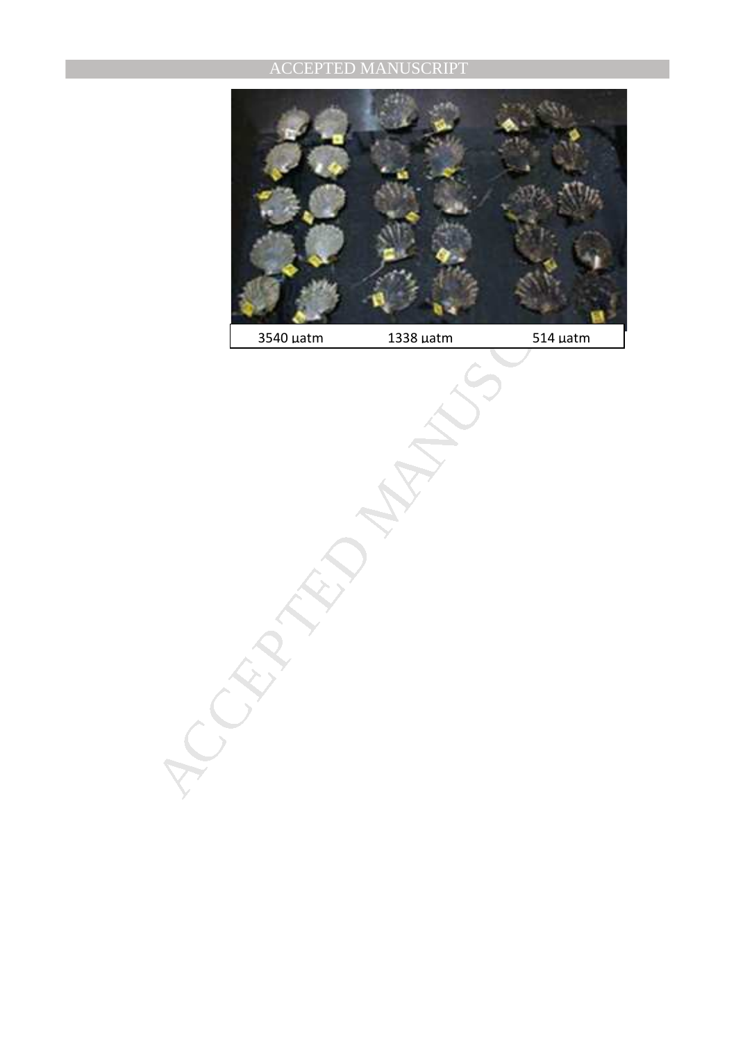3540 µatm 1338 µatm 514 µatm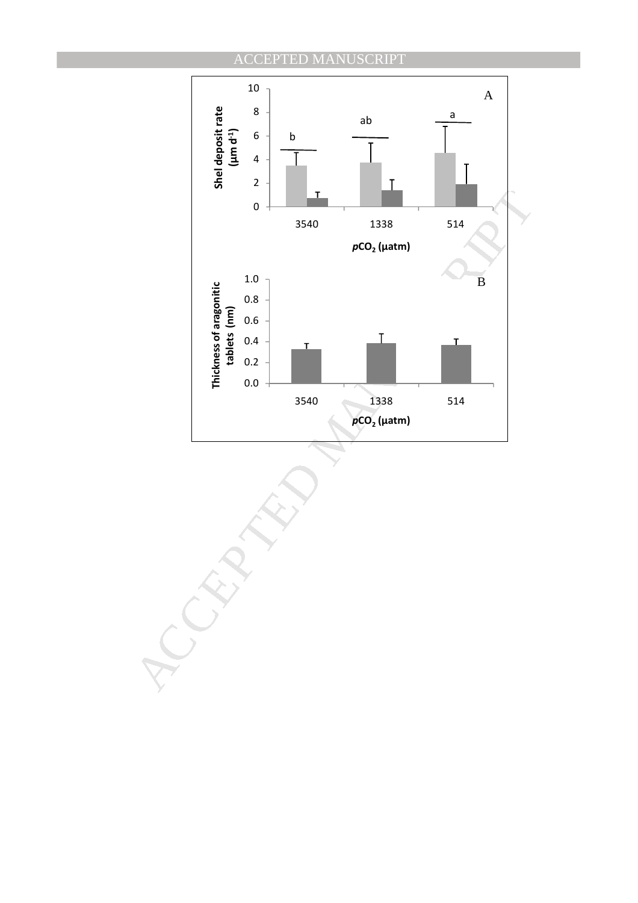A

Shel deposit rate ($\mu m\ d^{-1}$)

10
8
6
4
2
0

b ab a

3540 1338 514

$pCO_2$ ($\mu atm$)

B

Thickness of aragonitic tablets (nm)

1.0
0.8
0.6
0.4
0.2
0.0

3540 1338 514

$pCO_2$ ($\mu atm$)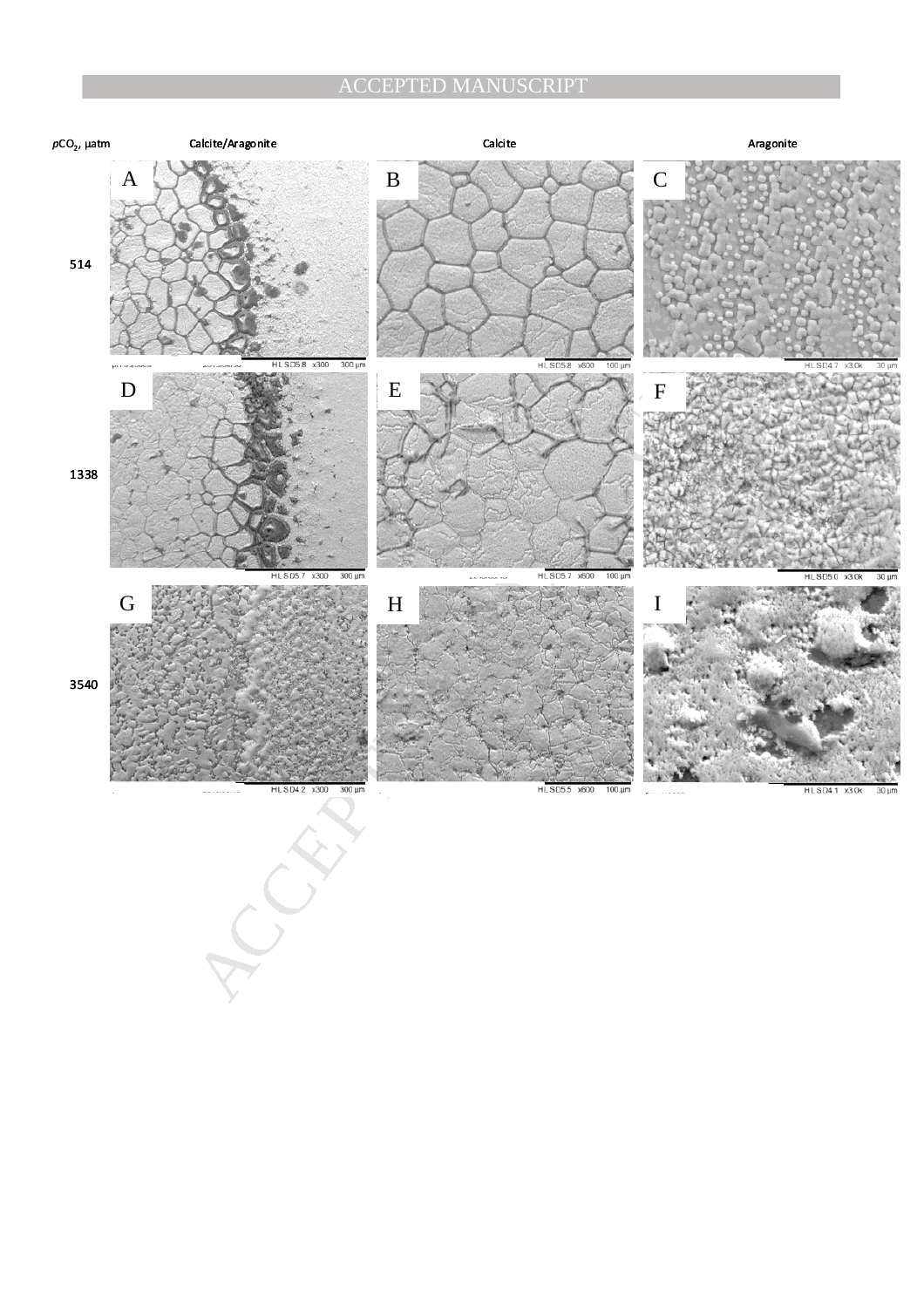| $pCO_2$, µatm | Calcite/Aragonite | Calcite | Aragonite |
|---|---|---|---|
| 514 | A | B | C |
| 1338 | D | E | F |
| 3540 | G | H | I |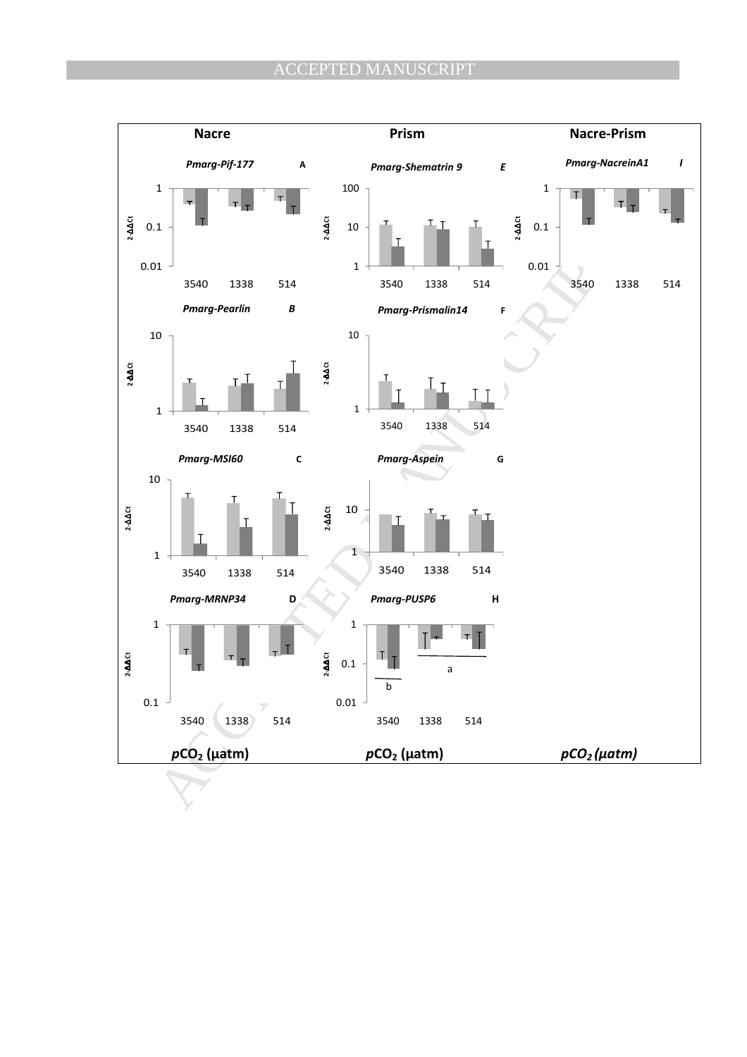Nacre

Prism

Nacre-Prism

*Pmarg-Pif-177* A

*Pmarg-Shematrin 9* *E*

*Pmarg-NacreinA1* *I*

1
0.1
0.01

$2^{-\Delta\Delta Ct}$

3540 1338 514

100
10
1

3540 1338 514

1
0.1
0.01

3540 1338 514

*Pmarg-Pearlin* B

*Pmarg-Prismalin14* F

10
1

3540 1338 514

10
1

3540 1338 514

*Pmarg-MSI60* C

*Pmarg-Aspein* G

10
1

3540 1338 514

10
1

3540 1338 514

*Pmarg-MRNP34* D

*Pmarg-PUSP6* H

1
0.1

3540 1338 514

1
0.1
0.01

a

b

3540 1338 514

$p$CO$_2$ (µatm)

$p$CO$_2$ (µatm)

*$p$CO$_2$ (µatm)*